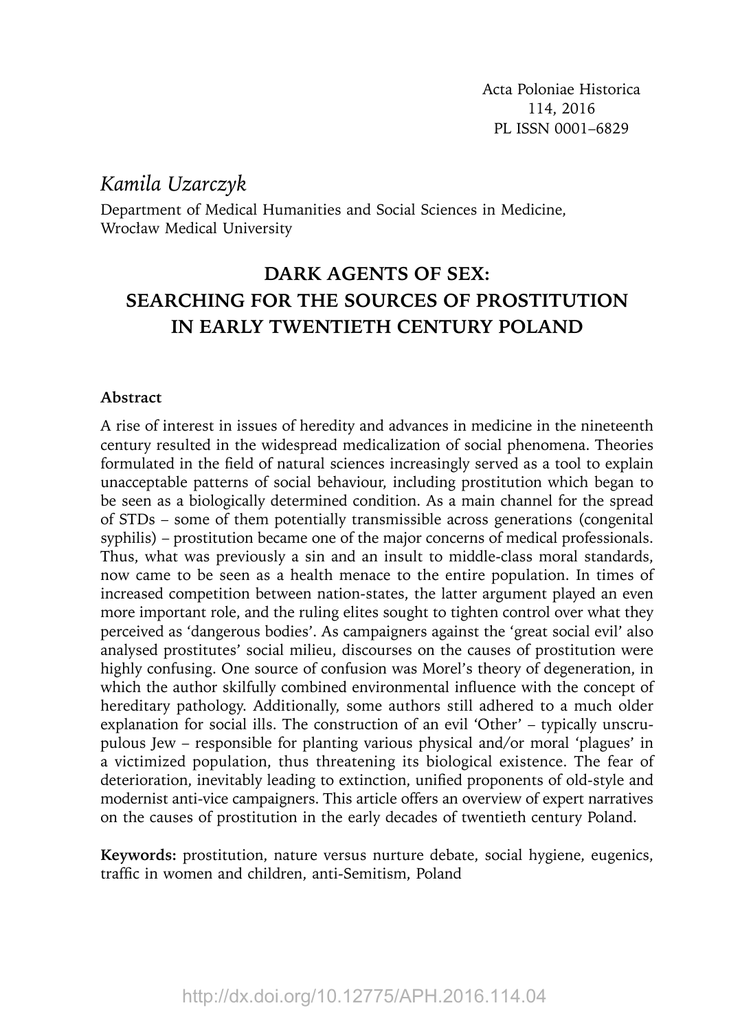Acta Poloniae Historica
114, 2016
PL ISSN 0001–6829

*Kamila Uzarczyk*

Department of Medical Humanities and Social Sciences in Medicine,
Wrocław Medical University

# DARK AGENTS OF SEX: SEARCHING FOR THE SOURCES OF PROSTITUTION IN EARLY TWENTIETH CENTURY POLAND

**Abstract**

A rise of interest in issues of heredity and advances in medicine in the nineteenth century resulted in the widespread medicalization of social phenomena. Theories formulated in the field of natural sciences increasingly served as a tool to explain unacceptable patterns of social behaviour, including prostitution which began to be seen as a biologically determined condition. As a main channel for the spread of STDs – some of them potentially transmissible across generations (congenital syphilis) – prostitution became one of the major concerns of medical professionals. Thus, what was previously a sin and an insult to middle-class moral standards, now came to be seen as a health menace to the entire population. In times of increased competition between nation-states, the latter argument played an even more important role, and the ruling elites sought to tighten control over what they perceived as 'dangerous bodies'. As campaigners against the 'great social evil' also analysed prostitutes' social milieu, discourses on the causes of prostitution were highly confusing. One source of confusion was Morel's theory of degeneration, in which the author skilfully combined environmental influence with the concept of hereditary pathology. Additionally, some authors still adhered to a much older explanation for social ills. The construction of an evil 'Other' – typically unscrupulous Jew – responsible for planting various physical and/or moral 'plagues' in a victimized population, thus threatening its biological existence. The fear of deterioration, inevitably leading to extinction, unified proponents of old-style and modernist anti-vice campaigners. This article offers an overview of expert narratives on the causes of prostitution in the early decades of twentieth century Poland.

**Keywords:** prostitution, nature versus nurture debate, social hygiene, eugenics, traffic in women and children, anti-Semitism, Poland

http://dx.doi.org/10.12775/APH.2016.114.04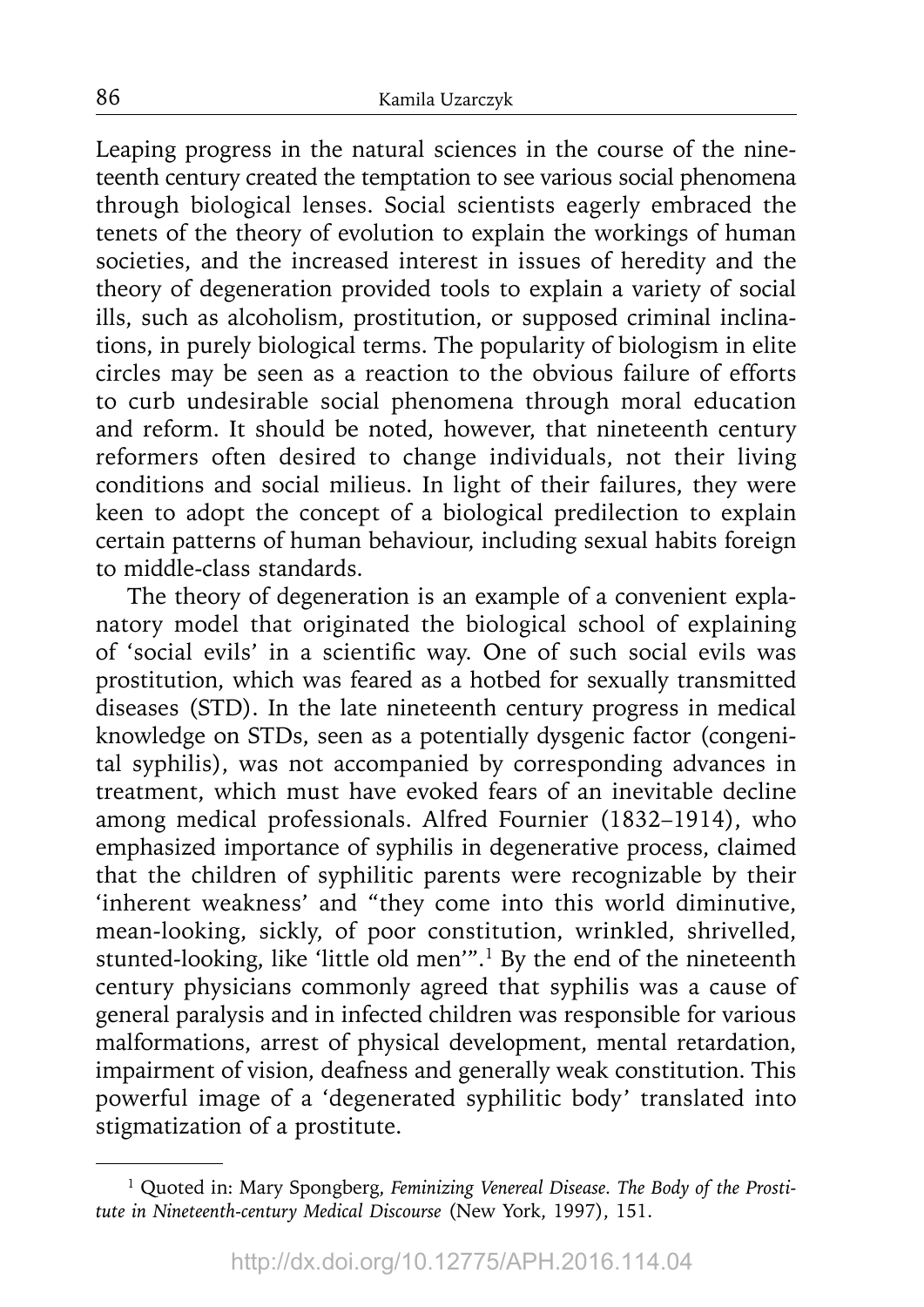Leaping progress in the natural sciences in the course of the nineteenth century created the temptation to see various social phenomena through biological lenses. Social scientists eagerly embraced the tenets of the theory of evolution to explain the workings of human societies, and the increased interest in issues of heredity and the theory of degeneration provided tools to explain a variety of social ills, such as alcoholism, prostitution, or supposed criminal inclinations, in purely biological terms. The popularity of biologism in elite circles may be seen as a reaction to the obvious failure of efforts to curb undesirable social phenomena through moral education and reform. It should be noted, however, that nineteenth century reformers often desired to change individuals, not their living conditions and social milieus. In light of their failures, they were keen to adopt the concept of a biological predilection to explain certain patterns of human behaviour, including sexual habits foreign to middle-class standards.

The theory of degeneration is an example of a convenient explanatory model that originated the biological school of explaining of 'social evils' in a scientific way. One of such social evils was prostitution, which was feared as a hotbed for sexually transmitted diseases (STD). In the late nineteenth century progress in medical knowledge on STDs, seen as a potentially dysgenic factor (congenital syphilis), was not accompanied by corresponding advances in treatment, which must have evoked fears of an inevitable decline among medical professionals. Alfred Fournier (1832–1914), who emphasized importance of syphilis in degenerative process, claimed that the children of syphilitic parents were recognizable by their 'inherent weakness' and "they come into this world diminutive, mean-looking, sickly, of poor constitution, wrinkled, shrivelled, stunted-looking, like 'little old men'".[1] By the end of the nineteenth century physicians commonly agreed that syphilis was a cause of general paralysis and in infected children was responsible for various malformations, arrest of physical development, mental retardation, impairment of vision, deafness and generally weak constitution. This powerful image of a 'degenerated syphilitic body' translated into stigmatization of a prostitute.

[1] Quoted in: Mary Spongberg, *Feminizing Venereal Disease. The Body of the Prostitute in Nineteenth-century Medical Discourse* (New York, 1997), 151.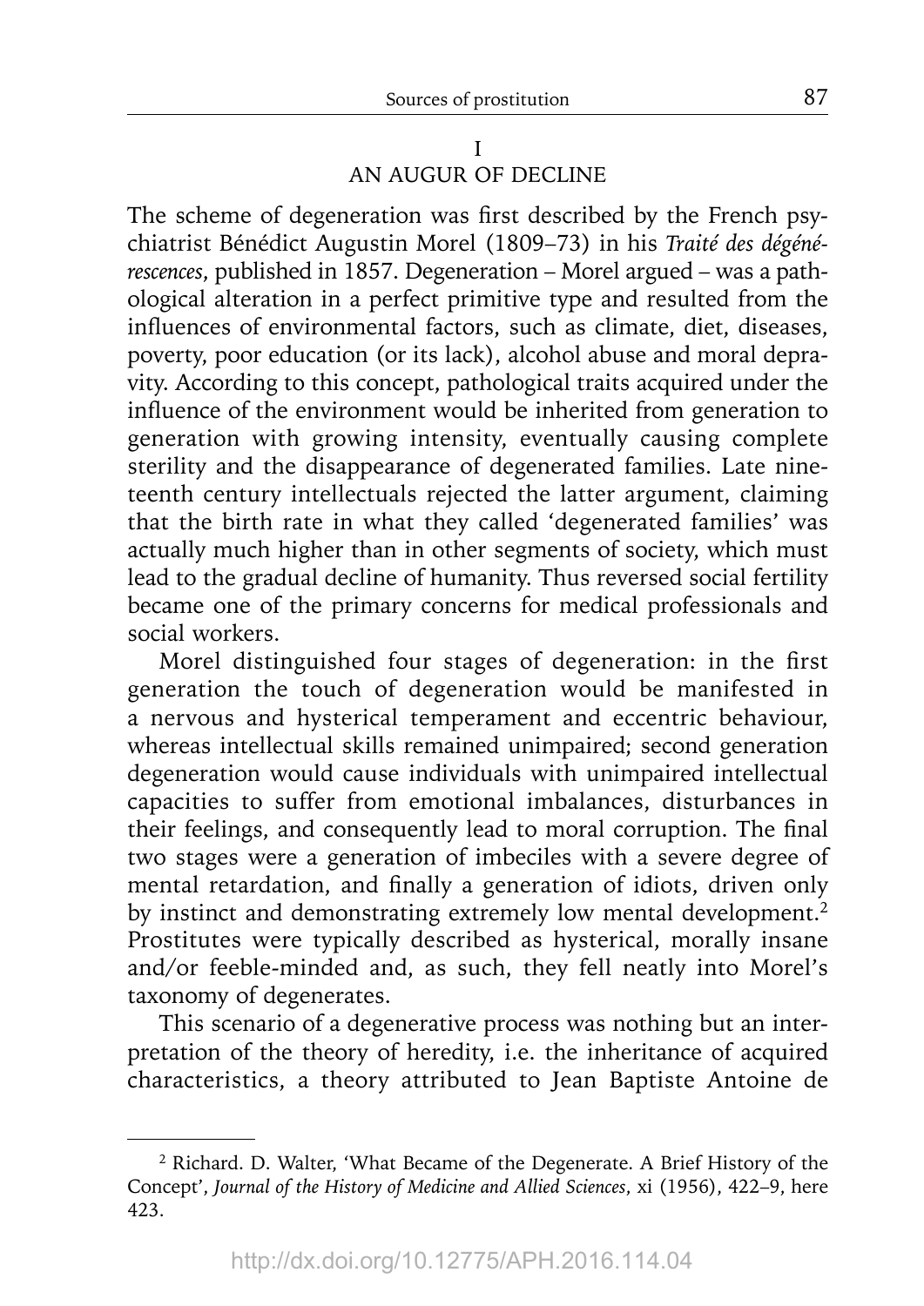## I
## AN AUGUR OF DECLINE

The scheme of degeneration was first described by the French psychiatrist Bénédict Augustin Morel (1809–73) in his *Traité des dégénérescences*, published in 1857. Degeneration – Morel argued – was a pathological alteration in a perfect primitive type and resulted from the influences of environmental factors, such as climate, diet, diseases, poverty, poor education (or its lack), alcohol abuse and moral depravity. According to this concept, pathological traits acquired under the influence of the environment would be inherited from generation to generation with growing intensity, eventually causing complete sterility and the disappearance of degenerated families. Late nineteenth century intellectuals rejected the latter argument, claiming that the birth rate in what they called 'degenerated families' was actually much higher than in other segments of society, which must lead to the gradual decline of humanity. Thus reversed social fertility became one of the primary concerns for medical professionals and social workers.

Morel distinguished four stages of degeneration: in the first generation the touch of degeneration would be manifested in a nervous and hysterical temperament and eccentric behaviour, whereas intellectual skills remained unimpaired; second generation degeneration would cause individuals with unimpaired intellectual capacities to suffer from emotional imbalances, disturbances in their feelings, and consequently lead to moral corruption. The final two stages were a generation of imbeciles with a severe degree of mental retardation, and finally a generation of idiots, driven only by instinct and demonstrating extremely low mental development.[2] Prostitutes were typically described as hysterical, morally insane and/or feeble-minded and, as such, they fell neatly into Morel's taxonomy of degenerates.

This scenario of a degenerative process was nothing but an interpretation of the theory of heredity, i.e. the inheritance of acquired characteristics, a theory attributed to Jean Baptiste Antoine de

---

[2] Richard. D. Walter, 'What Became of the Degenerate. A Brief History of the Concept', *Journal of the History of Medicine and Allied Sciences*, xi (1956), 422–9, here 423.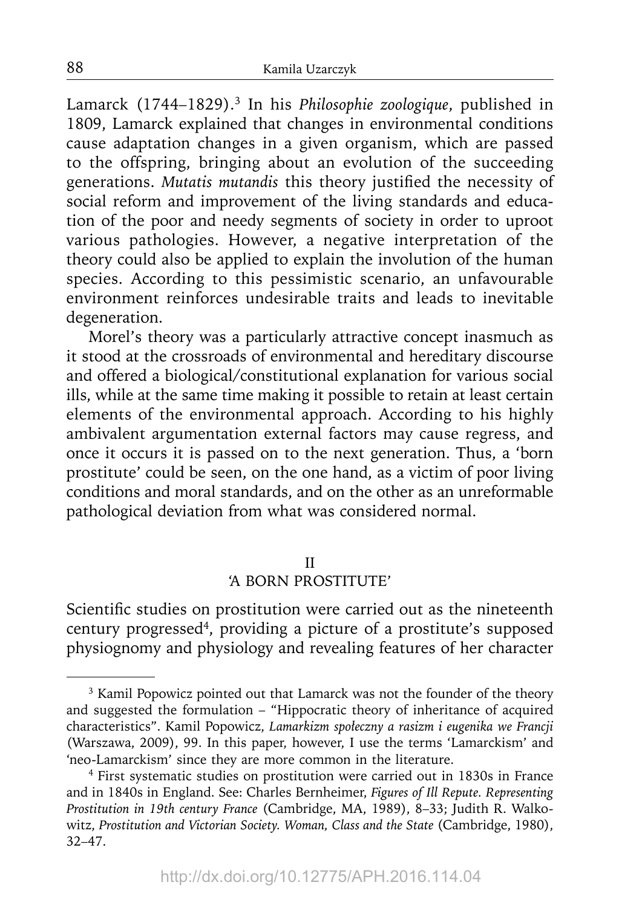Lamarck (1744–1829).[3] In his *Philosophie zoologique*, published in 1809, Lamarck explained that changes in environmental conditions cause adaptation changes in a given organism, which are passed to the offspring, bringing about an evolution of the succeeding generations. *Mutatis mutandis* this theory justified the necessity of social reform and improvement of the living standards and education of the poor and needy segments of society in order to uproot various pathologies. However, a negative interpretation of the theory could also be applied to explain the involution of the human species. According to this pessimistic scenario, an unfavourable environment reinforces undesirable traits and leads to inevitable degeneration.

Morel's theory was a particularly attractive concept inasmuch as it stood at the crossroads of environmental and hereditary discourse and offered a biological/constitutional explanation for various social ills, while at the same time making it possible to retain at least certain elements of the environmental approach. According to his highly ambivalent argumentation external factors may cause regress, and once it occurs it is passed on to the next generation. Thus, a 'born prostitute' could be seen, on the one hand, as a victim of poor living conditions and moral standards, and on the other as an unreformable pathological deviation from what was considered normal.

## II
## 'A BORN PROSTITUTE'

Scientific studies on prostitution were carried out as the nineteenth century progressed[4], providing a picture of a prostitute's supposed physiognomy and physiology and revealing features of her character

---

[3] Kamil Popowicz pointed out that Lamarck was not the founder of the theory and suggested the formulation – "Hippocratic theory of inheritance of acquired characteristics". Kamil Popowicz, *Lamarkizm społeczny a rasizm i eugenika we Francji* (Warszawa, 2009), 99. In this paper, however, I use the terms 'Lamarckism' and 'neo-Lamarckism' since they are more common in the literature.

[4] First systematic studies on prostitution were carried out in 1830s in France and in 1840s in England. See: Charles Bernheimer, *Figures of Ill Repute. Representing Prostitution in 19th century France* (Cambridge, MA, 1989), 8–33; Judith R. Walkowitz, *Prostitution and Victorian Society. Woman, Class and the State* (Cambridge, 1980), 32–47.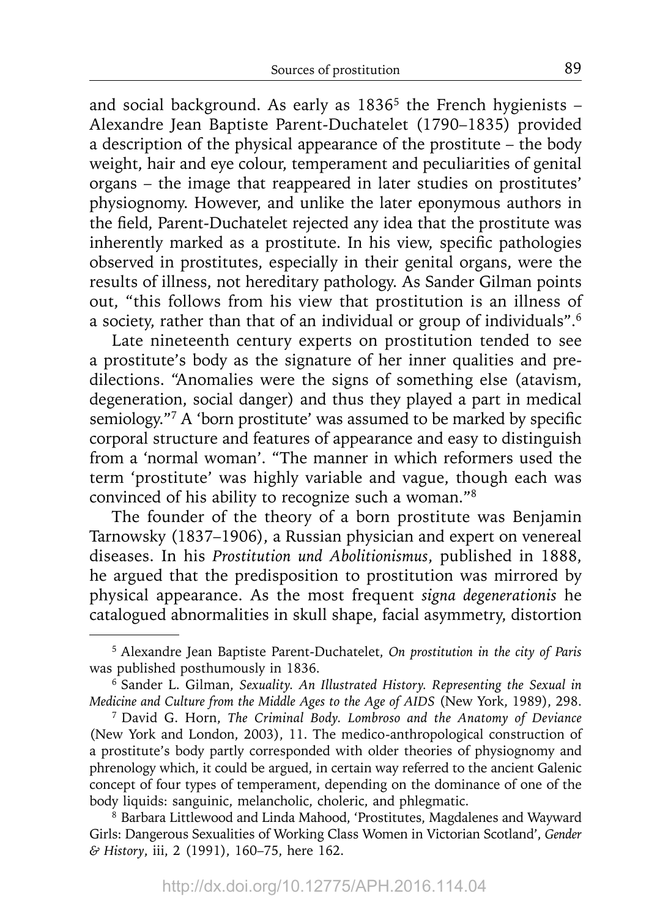and social background. As early as 1836[5] the French hygienists – Alexandre Jean Baptiste Parent-Duchatelet (1790–1835) provided a description of the physical appearance of the prostitute – the body weight, hair and eye colour, temperament and peculiarities of genital organs – the image that reappeared in later studies on prostitutes' physiognomy. However, and unlike the later eponymous authors in the field, Parent-Duchatelet rejected any idea that the prostitute was inherently marked as a prostitute. In his view, specific pathologies observed in prostitutes, especially in their genital organs, were the results of illness, not hereditary pathology. As Sander Gilman points out, "this follows from his view that prostitution is an illness of a society, rather than that of an individual or group of individuals".[6]

Late nineteenth century experts on prostitution tended to see a prostitute's body as the signature of her inner qualities and predilections. "Anomalies were the signs of something else (atavism, degeneration, social danger) and thus they played a part in medical semiology."[7] A 'born prostitute' was assumed to be marked by specific corporal structure and features of appearance and easy to distinguish from a 'normal woman'. "The manner in which reformers used the term 'prostitute' was highly variable and vague, though each was convinced of his ability to recognize such a woman."[8]

The founder of the theory of a born prostitute was Benjamin Tarnowsky (1837–1906), a Russian physician and expert on venereal diseases. In his *Prostitution und Abolitionismus*, published in 1888, he argued that the predisposition to prostitution was mirrored by physical appearance. As the most frequent *signa degenerationis* he catalogued abnormalities in skull shape, facial asymmetry, distortion

---

[5] Alexandre Jean Baptiste Parent-Duchatelet, *On prostitution in the city of Paris* was published posthumously in 1836.

[6] Sander L. Gilman, *Sexuality. An Illustrated History. Representing the Sexual in Medicine and Culture from the Middle Ages to the Age of AIDS* (New York, 1989), 298.

[7] David G. Horn, *The Criminal Body. Lombroso and the Anatomy of Deviance* (New York and London, 2003), 11. The medico-anthropological construction of a prostitute's body partly corresponded with older theories of physiognomy and phrenology which, it could be argued, in certain way referred to the ancient Galenic concept of four types of temperament, depending on the dominance of one of the body liquids: sanguinic, melancholic, choleric, and phlegmatic.

[8] Barbara Littlewood and Linda Mahood, 'Prostitutes, Magdalenes and Wayward Girls: Dangerous Sexualities of Working Class Women in Victorian Scotland', *Gender & History*, iii, 2 (1991), 160–75, here 162.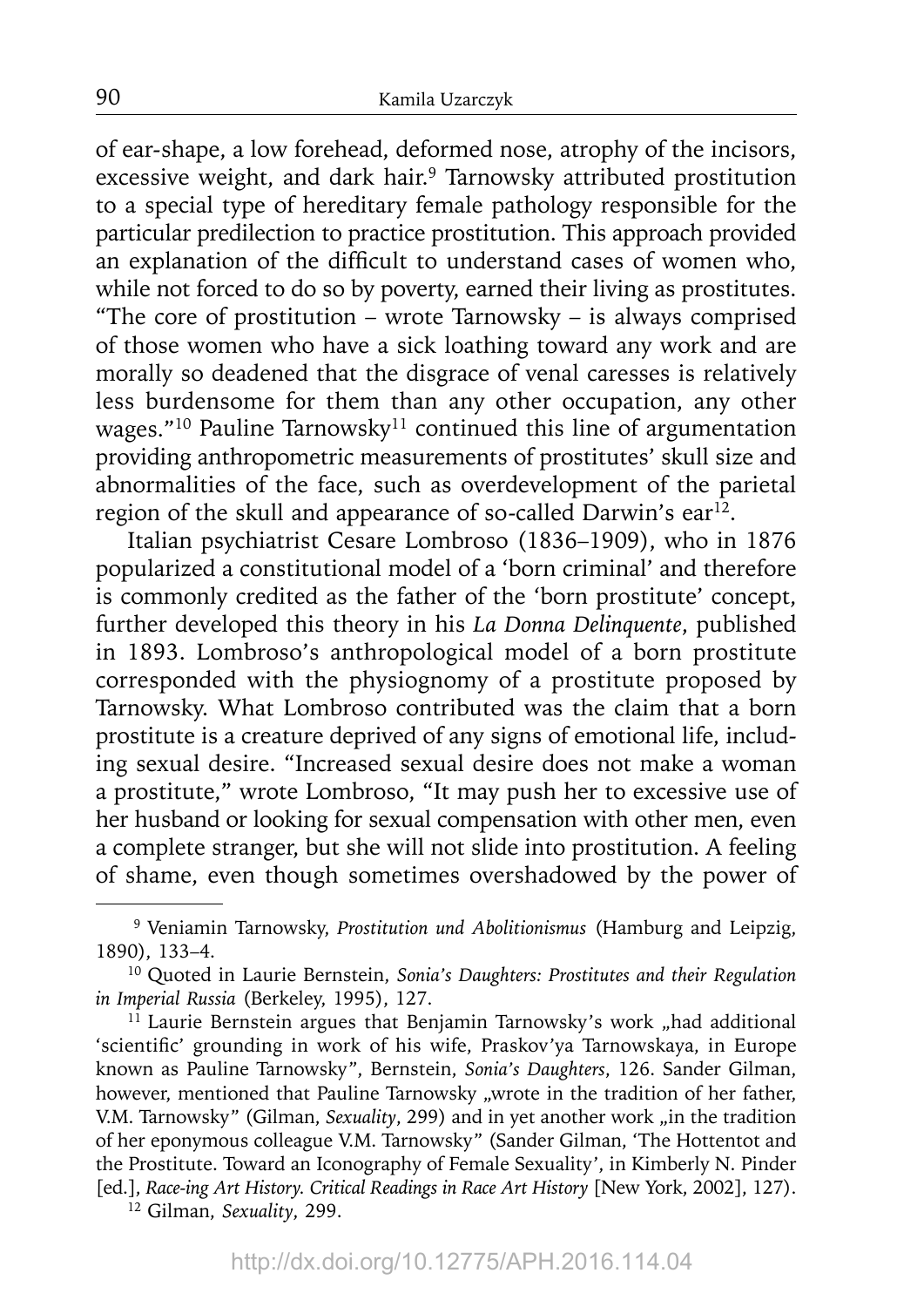of ear-shape, a low forehead, deformed nose, atrophy of the incisors, excessive weight, and dark hair.[9] Tarnowsky attributed prostitution to a special type of hereditary female pathology responsible for the particular predilection to practice prostitution. This approach provided an explanation of the difficult to understand cases of women who, while not forced to do so by poverty, earned their living as prostitutes. "The core of prostitution – wrote Tarnowsky – is always comprised of those women who have a sick loathing toward any work and are morally so deadened that the disgrace of venal caresses is relatively less burdensome for them than any other occupation, any other wages."[10] Pauline Tarnowsky[11] continued this line of argumentation providing anthropometric measurements of prostitutes' skull size and abnormalities of the face, such as overdevelopment of the parietal region of the skull and appearance of so-called Darwin's ear[12].

Italian psychiatrist Cesare Lombroso (1836–1909), who in 1876 popularized a constitutional model of a 'born criminal' and therefore is commonly credited as the father of the 'born prostitute' concept, further developed this theory in his *La Donna Delinquente*, published in 1893. Lombroso's anthropological model of a born prostitute corresponded with the physiognomy of a prostitute proposed by Tarnowsky. What Lombroso contributed was the claim that a born prostitute is a creature deprived of any signs of emotional life, including sexual desire. "Increased sexual desire does not make a woman a prostitute," wrote Lombroso, "It may push her to excessive use of her husband or looking for sexual compensation with other men, even a complete stranger, but she will not slide into prostitution. A feeling of shame, even though sometimes overshadowed by the power of

---

[9] Veniamin Tarnowsky, *Prostitution und Abolitionismus* (Hamburg and Leipzig, 1890), 133–4.

[10] Quoted in Laurie Bernstein, *Sonia's Daughters: Prostitutes and their Regulation in Imperial Russia* (Berkeley, 1995), 127.

[11] Laurie Bernstein argues that Benjamin Tarnowsky's work „had additional 'scientific' grounding in work of his wife, Praskov'ya Tarnowskaya, in Europe known as Pauline Tarnowsky", Bernstein, *Sonia's Daughters*, 126. Sander Gilman, however, mentioned that Pauline Tarnowsky „wrote in the tradition of her father, V.M. Tarnowsky" (Gilman, *Sexuality*, 299) and in yet another work „in the tradition of her eponymous colleague V.M. Tarnowsky" (Sander Gilman, 'The Hottentot and the Prostitute. Toward an Iconography of Female Sexuality', in Kimberly N. Pinder [ed.], *Race-ing Art History. Critical Readings in Race Art History* [New York, 2002], 127).

[12] Gilman, *Sexuality*, 299.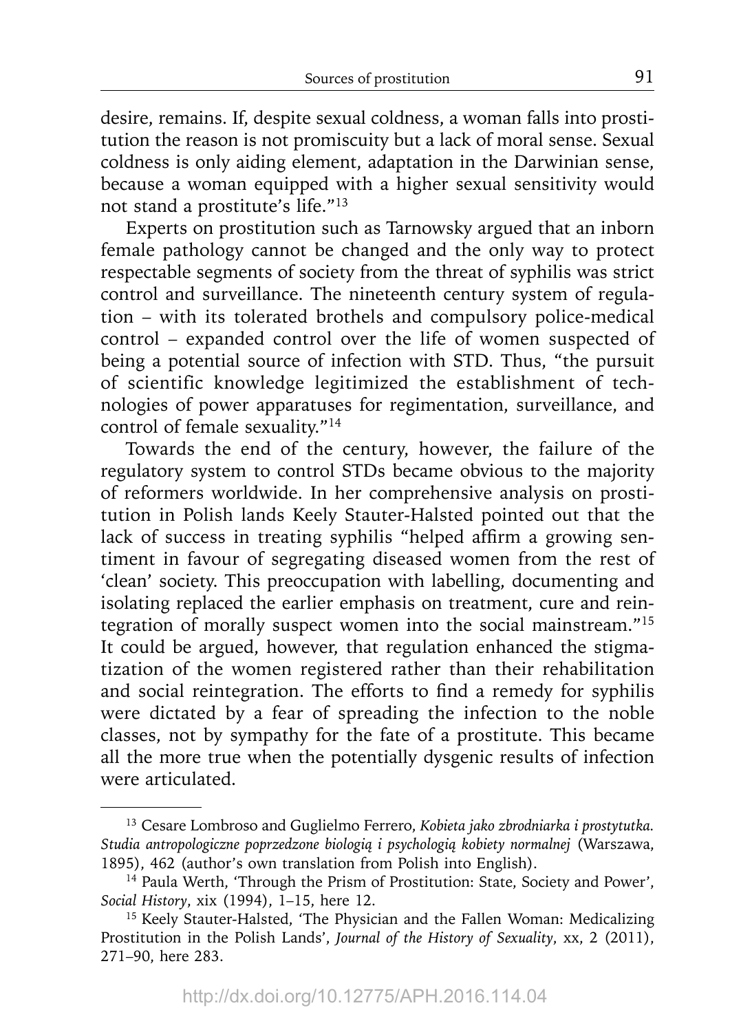desire, remains. If, despite sexual coldness, a woman falls into prostitution the reason is not promiscuity but a lack of moral sense. Sexual coldness is only aiding element, adaptation in the Darwinian sense, because a woman equipped with a higher sexual sensitivity would not stand a prostitute's life."[13]

Experts on prostitution such as Tarnowsky argued that an inborn female pathology cannot be changed and the only way to protect respectable segments of society from the threat of syphilis was strict control and surveillance. The nineteenth century system of regulation – with its tolerated brothels and compulsory police-medical control – expanded control over the life of women suspected of being a potential source of infection with STD. Thus, "the pursuit of scientific knowledge legitimized the establishment of technologies of power apparatuses for regimentation, surveillance, and control of female sexuality."[14]

Towards the end of the century, however, the failure of the regulatory system to control STDs became obvious to the majority of reformers worldwide. In her comprehensive analysis on prostitution in Polish lands Keely Stauter-Halsted pointed out that the lack of success in treating syphilis "helped affirm a growing sentiment in favour of segregating diseased women from the rest of 'clean' society. This preoccupation with labelling, documenting and isolating replaced the earlier emphasis on treatment, cure and reintegration of morally suspect women into the social mainstream."[15] It could be argued, however, that regulation enhanced the stigmatization of the women registered rather than their rehabilitation and social reintegration. The efforts to find a remedy for syphilis were dictated by a fear of spreading the infection to the noble classes, not by sympathy for the fate of a prostitute. This became all the more true when the potentially dysgenic results of infection were articulated.

---

[13] Cesare Lombroso and Guglielmo Ferrero, *Kobieta jako zbrodniarka i prostytutka. Studia antropologiczne poprzedzone biologią i psychologią kobiety normalnej* (Warszawa, 1895), 462 (author's own translation from Polish into English).

[14] Paula Werth, 'Through the Prism of Prostitution: State, Society and Power', *Social History*, xix (1994), 1–15, here 12.

[15] Keely Stauter-Halsted, 'The Physician and the Fallen Woman: Medicalizing Prostitution in the Polish Lands', *Journal of the History of Sexuality*, xx, 2 (2011), 271–90, here 283.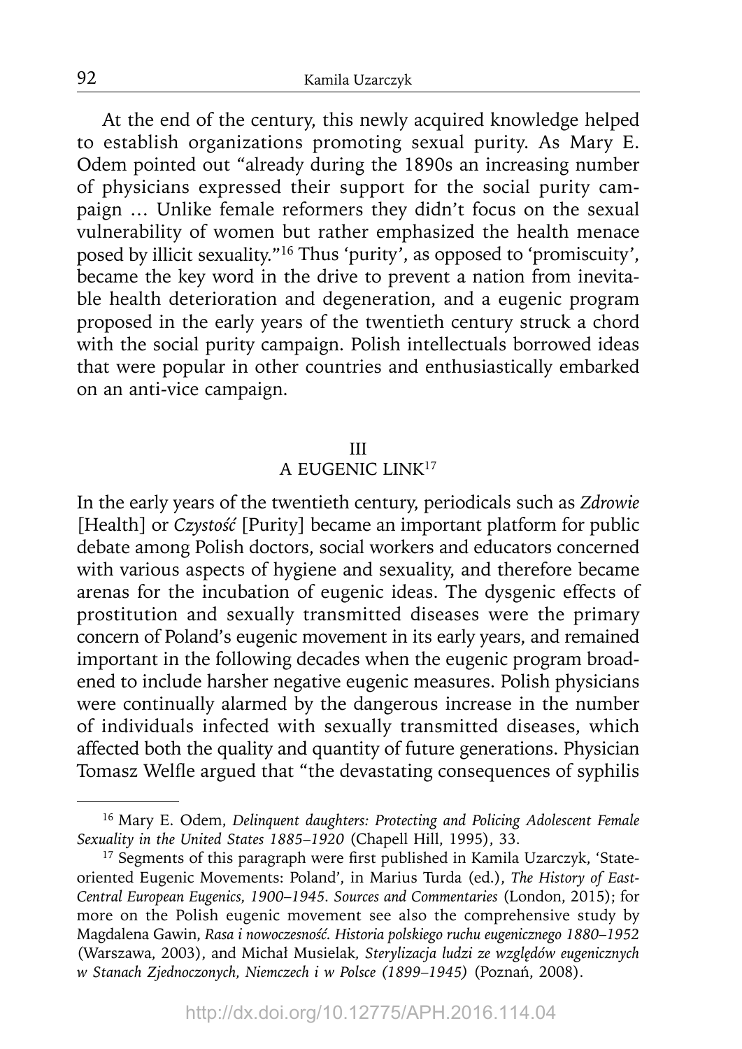At the end of the century, this newly acquired knowledge helped to establish organizations promoting sexual purity. As Mary E. Odem pointed out "already during the 1890s an increasing number of physicians expressed their support for the social purity campaign … Unlike female reformers they didn't focus on the sexual vulnerability of women but rather emphasized the health menace posed by illicit sexuality."[16] Thus 'purity', as opposed to 'promiscuity', became the key word in the drive to prevent a nation from inevitable health deterioration and degeneration, and a eugenic program proposed in the early years of the twentieth century struck a chord with the social purity campaign. Polish intellectuals borrowed ideas that were popular in other countries and enthusiastically embarked on an anti-vice campaign.

## III
## A EUGENIC LINK[17]

In the early years of the twentieth century, periodicals such as *Zdrowie* [Health] or *Czystość* [Purity] became an important platform for public debate among Polish doctors, social workers and educators concerned with various aspects of hygiene and sexuality, and therefore became arenas for the incubation of eugenic ideas. The dysgenic effects of prostitution and sexually transmitted diseases were the primary concern of Poland's eugenic movement in its early years, and remained important in the following decades when the eugenic program broadened to include harsher negative eugenic measures. Polish physicians were continually alarmed by the dangerous increase in the number of individuals infected with sexually transmitted diseases, which affected both the quality and quantity of future generations. Physician Tomasz Welfle argued that "the devastating consequences of syphilis

---

[16] Mary E. Odem, *Delinquent daughters: Protecting and Policing Adolescent Female Sexuality in the United States 1885–1920* (Chapell Hill, 1995), 33.

[17] Segments of this paragraph were first published in Kamila Uzarczyk, 'State-oriented Eugenic Movements: Poland', in Marius Turda (ed.), *The History of East-Central European Eugenics, 1900–1945. Sources and Commentaries* (London, 2015); for more on the Polish eugenic movement see also the comprehensive study by Magdalena Gawin, *Rasa i nowoczesność. Historia polskiego ruchu eugenicznego 1880–1952* (Warszawa, 2003), and Michał Musielak, *Sterylizacja ludzi ze względów eugenicznych w Stanach Zjednoczonych, Niemczech i w Polsce (1899–1945)* (Poznań, 2008).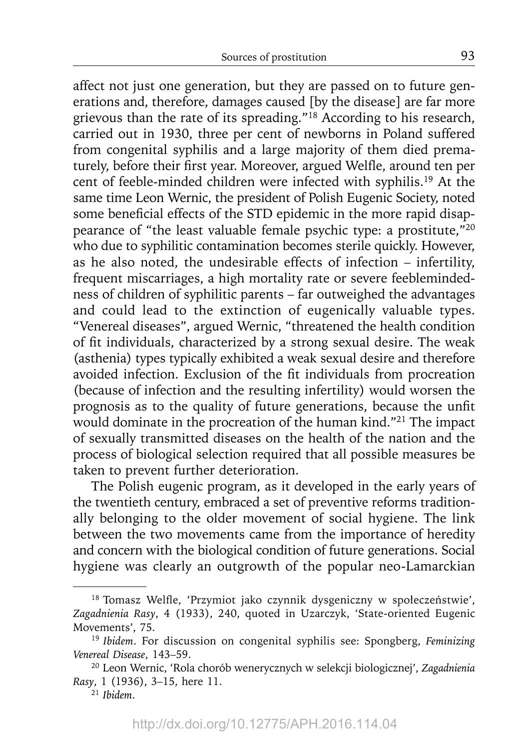affect not just one generation, but they are passed on to future generations and, therefore, damages caused [by the disease] are far more grievous than the rate of its spreading."[18] According to his research, carried out in 1930, three per cent of newborns in Poland suffered from congenital syphilis and a large majority of them died prematurely, before their first year. Moreover, argued Welfle, around ten per cent of feeble-minded children were infected with syphilis.[19] At the same time Leon Wernic, the president of Polish Eugenic Society, noted some beneficial effects of the STD epidemic in the more rapid disappearance of "the least valuable female psychic type: a prostitute,"[20] who due to syphilitic contamination becomes sterile quickly. However, as he also noted, the undesirable effects of infection – infertility, frequent miscarriages, a high mortality rate or severe feeblemindedness of children of syphilitic parents – far outweighed the advantages and could lead to the extinction of eugenically valuable types. "Venereal diseases", argued Wernic, "threatened the health condition of fit individuals, characterized by a strong sexual desire. The weak (asthenia) types typically exhibited a weak sexual desire and therefore avoided infection. Exclusion of the fit individuals from procreation (because of infection and the resulting infertility) would worsen the prognosis as to the quality of future generations, because the unfit would dominate in the procreation of the human kind."[21] The impact of sexually transmitted diseases on the health of the nation and the process of biological selection required that all possible measures be taken to prevent further deterioration.

The Polish eugenic program, as it developed in the early years of the twentieth century, embraced a set of preventive reforms traditionally belonging to the older movement of social hygiene. The link between the two movements came from the importance of heredity and concern with the biological condition of future generations. Social hygiene was clearly an outgrowth of the popular neo-Lamarckian

---

[18] Tomasz Welfle, 'Przymiot jako czynnik dysgeniczny w społeczeństwie', *Zagadnienia Rasy*, 4 (1933), 240, quoted in Uzarczyk, 'State-oriented Eugenic Movements', 75.

[19] *Ibidem*. For discussion on congenital syphilis see: Spongberg, *Feminizing Venereal Disease*, 143–59.

[20] Leon Wernic, 'Rola chorób wenerycznych w selekcji biologicznej', *Zagadnienia Rasy*, 1 (1936), 3–15, here 11.

[21] *Ibidem*.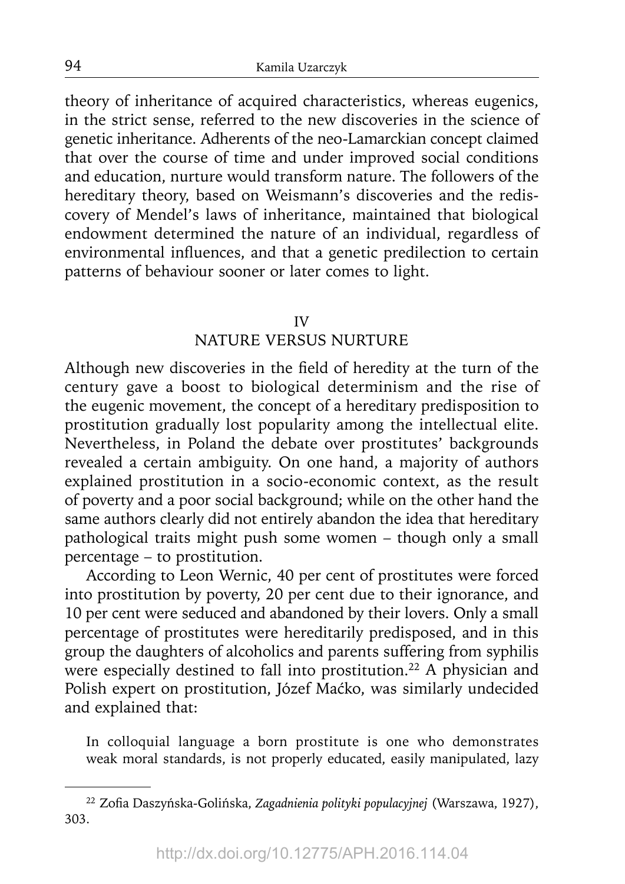theory of inheritance of acquired characteristics, whereas eugenics, in the strict sense, referred to the new discoveries in the science of genetic inheritance. Adherents of the neo-Lamarckian concept claimed that over the course of time and under improved social conditions and education, nurture would transform nature. The followers of the hereditary theory, based on Weismann's discoveries and the rediscovery of Mendel's laws of inheritance, maintained that biological endowment determined the nature of an individual, regardless of environmental influences, and that a genetic predilection to certain patterns of behaviour sooner or later comes to light.

## IV
## NATURE VERSUS NURTURE

Although new discoveries in the field of heredity at the turn of the century gave a boost to biological determinism and the rise of the eugenic movement, the concept of a hereditary predisposition to prostitution gradually lost popularity among the intellectual elite. Nevertheless, in Poland the debate over prostitutes' backgrounds revealed a certain ambiguity. On one hand, a majority of authors explained prostitution in a socio-economic context, as the result of poverty and a poor social background; while on the other hand the same authors clearly did not entirely abandon the idea that hereditary pathological traits might push some women – though only a small percentage – to prostitution.

According to Leon Wernic, 40 per cent of prostitutes were forced into prostitution by poverty, 20 per cent due to their ignorance, and 10 per cent were seduced and abandoned by their lovers. Only a small percentage of prostitutes were hereditarily predisposed, and in this group the daughters of alcoholics and parents suffering from syphilis were especially destined to fall into prostitution.[22] A physician and Polish expert on prostitution, Józef Maćko, was similarly undecided and explained that:

> In colloquial language a born prostitute is one who demonstrates weak moral standards, is not properly educated, easily manipulated, lazy

---

[22] Zofia Daszyńska-Golińska, *Zagadnienia polityki populacyjnej* (Warszawa, 1927), 303.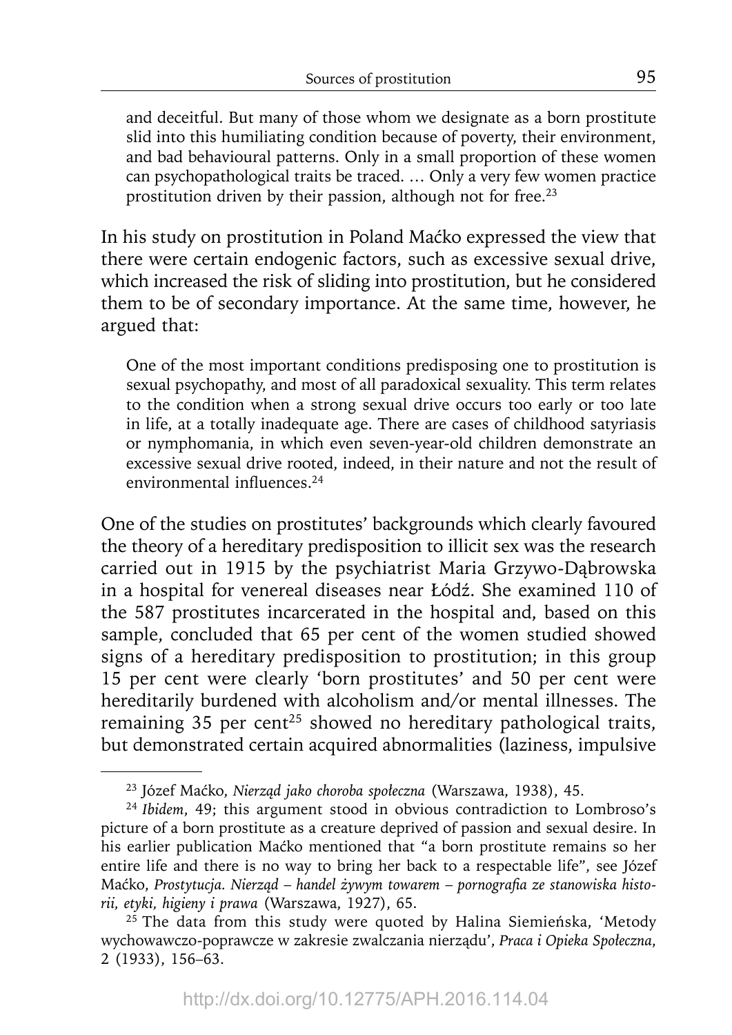> and deceitful. But many of those whom we designate as a born prostitute slid into this humiliating condition because of poverty, their environment, and bad behavioural patterns. Only in a small proportion of these women can psychopathological traits be traced. … Only a very few women practice prostitution driven by their passion, although not for free.[23]

In his study on prostitution in Poland Maćko expressed the view that there were certain endogenic factors, such as excessive sexual drive, which increased the risk of sliding into prostitution, but he considered them to be of secondary importance. At the same time, however, he argued that:

> One of the most important conditions predisposing one to prostitution is sexual psychopathy, and most of all paradoxical sexuality. This term relates to the condition when a strong sexual drive occurs too early or too late in life, at a totally inadequate age. There are cases of childhood satyriasis or nymphomania, in which even seven-year-old children demonstrate an excessive sexual drive rooted, indeed, in their nature and not the result of environmental influences.[24]

One of the studies on prostitutes' backgrounds which clearly favoured the theory of a hereditary predisposition to illicit sex was the research carried out in 1915 by the psychiatrist Maria Grzywo-Dąbrowska in a hospital for venereal diseases near Łódź. She examined 110 of the 587 prostitutes incarcerated in the hospital and, based on this sample, concluded that 65 per cent of the women studied showed signs of a hereditary predisposition to prostitution; in this group 15 per cent were clearly 'born prostitutes' and 50 per cent were hereditarily burdened with alcoholism and/or mental illnesses. The remaining 35 per cent[25] showed no hereditary pathological traits, but demonstrated certain acquired abnormalities (laziness, impulsive

---

[23] Józef Maćko, *Nierząd jako choroba społeczna* (Warszawa, 1938), 45.

[24] *Ibidem*, 49; this argument stood in obvious contradiction to Lombroso's picture of a born prostitute as a creature deprived of passion and sexual desire. In his earlier publication Maćko mentioned that "a born prostitute remains so her entire life and there is no way to bring her back to a respectable life", see Józef Maćko, *Prostytucja. Nierząd – handel żywym towarem – pornografia ze stanowiska historii, etyki, higieny i prawa* (Warszawa, 1927), 65.

[25] The data from this study were quoted by Halina Siemieńska, 'Metody wychowawczo-poprawcze w zakresie zwalczania nierządu', *Praca i Opieka Społeczna*, 2 (1933), 156–63.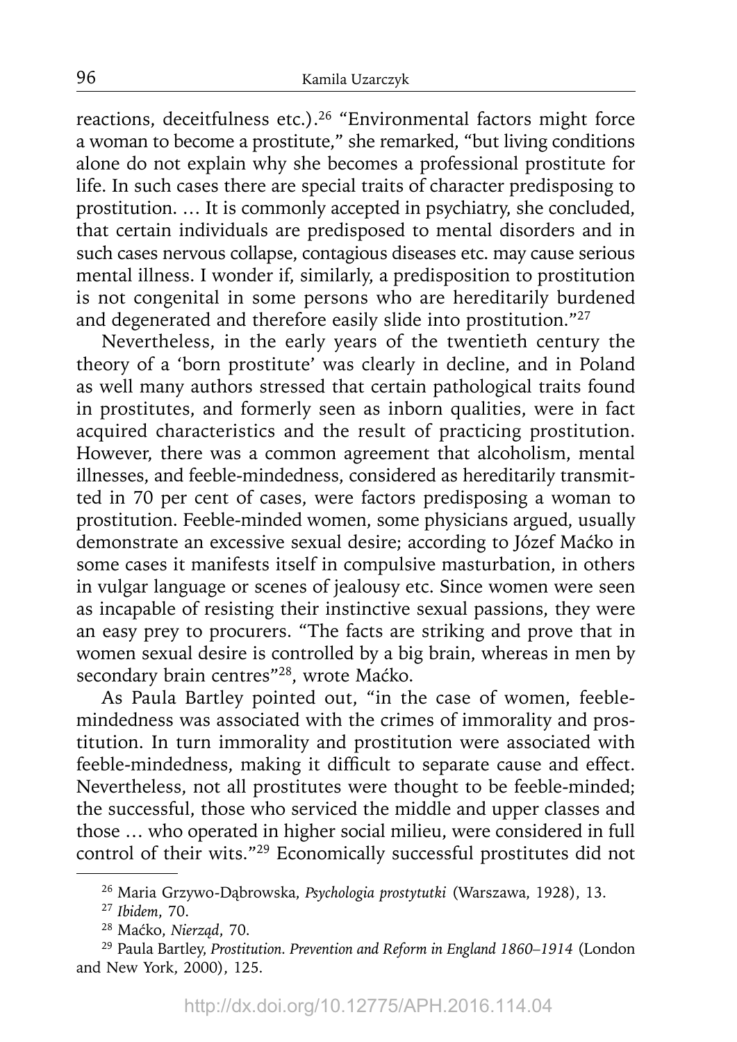reactions, deceitfulness etc.).[26] "Environmental factors might force a woman to become a prostitute," she remarked, "but living conditions alone do not explain why she becomes a professional prostitute for life. In such cases there are special traits of character predisposing to prostitution. … It is commonly accepted in psychiatry, she concluded, that certain individuals are predisposed to mental disorders and in such cases nervous collapse, contagious diseases etc. may cause serious mental illness. I wonder if, similarly, a predisposition to prostitution is not congenital in some persons who are hereditarily burdened and degenerated and therefore easily slide into prostitution."[27]

Nevertheless, in the early years of the twentieth century the theory of a 'born prostitute' was clearly in decline, and in Poland as well many authors stressed that certain pathological traits found in prostitutes, and formerly seen as inborn qualities, were in fact acquired characteristics and the result of practicing prostitution. However, there was a common agreement that alcoholism, mental illnesses, and feeble-mindedness, considered as hereditarily transmitted in 70 per cent of cases, were factors predisposing a woman to prostitution. Feeble-minded women, some physicians argued, usually demonstrate an excessive sexual desire; according to Józef Maćko in some cases it manifests itself in compulsive masturbation, in others in vulgar language or scenes of jealousy etc. Since women were seen as incapable of resisting their instinctive sexual passions, they were an easy prey to procurers. "The facts are striking and prove that in women sexual desire is controlled by a big brain, whereas in men by secondary brain centres"[28], wrote Maćko.

As Paula Bartley pointed out, "in the case of women, feeble-mindedness was associated with the crimes of immorality and prostitution. In turn immorality and prostitution were associated with feeble-mindedness, making it difficult to separate cause and effect. Nevertheless, not all prostitutes were thought to be feeble-minded; the successful, those who serviced the middle and upper classes and those … who operated in higher social milieu, were considered in full control of their wits."[29] Economically successful prostitutes did not

---

[26] Maria Grzywo-Dąbrowska, *Psychologia prostytutki* (Warszawa, 1928), 13.

[27] *Ibidem*, 70.

[28] Maćko, *Nierząd*, 70.

[29] Paula Bartley, *Prostitution. Prevention and Reform in England 1860–1914* (London and New York, 2000), 125.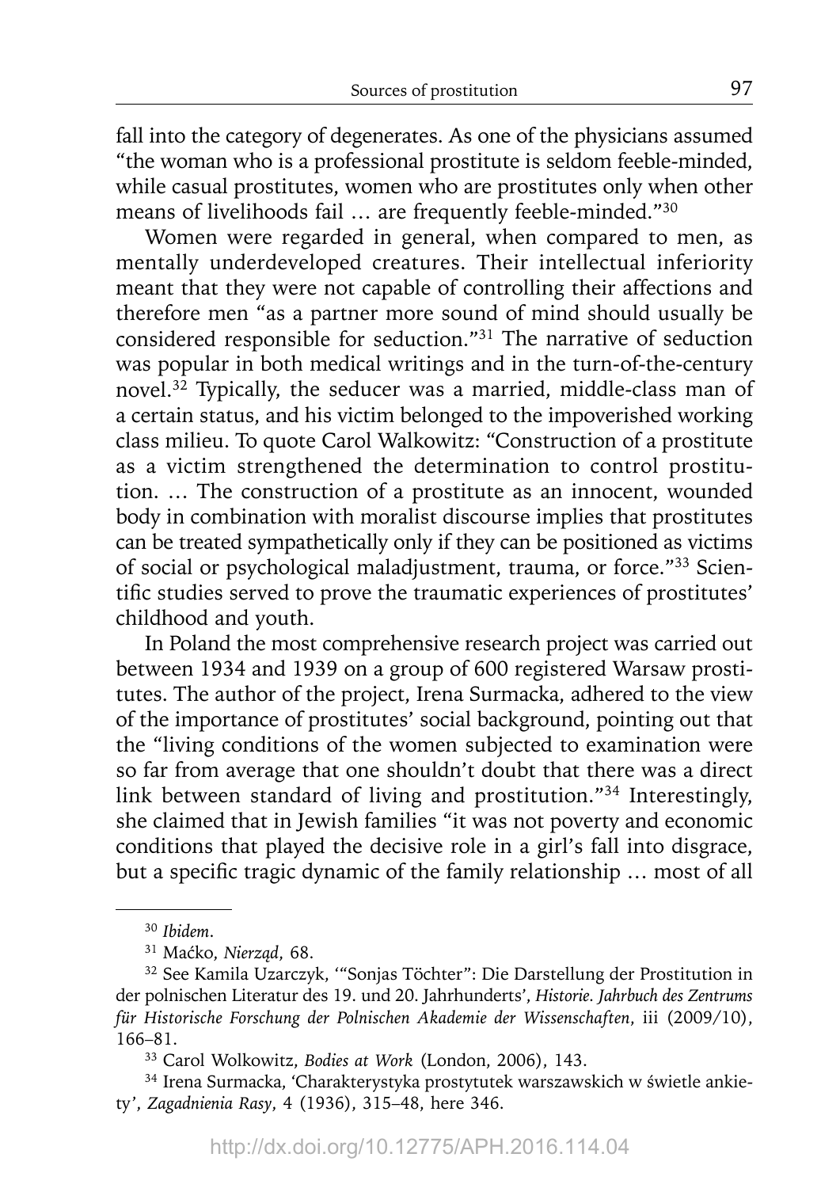fall into the category of degenerates. As one of the physicians assumed "the woman who is a professional prostitute is seldom feeble-minded, while casual prostitutes, women who are prostitutes only when other means of livelihoods fail … are frequently feeble-minded."[30]

Women were regarded in general, when compared to men, as mentally underdeveloped creatures. Their intellectual inferiority meant that they were not capable of controlling their affections and therefore men "as a partner more sound of mind should usually be considered responsible for seduction."[31] The narrative of seduction was popular in both medical writings and in the turn-of-the-century novel.[32] Typically, the seducer was a married, middle-class man of a certain status, and his victim belonged to the impoverished working class milieu. To quote Carol Walkowitz: "Construction of a prostitute as a victim strengthened the determination to control prostitution. … The construction of a prostitute as an innocent, wounded body in combination with moralist discourse implies that prostitutes can be treated sympathetically only if they can be positioned as victims of social or psychological maladjustment, trauma, or force."[33] Scientific studies served to prove the traumatic experiences of prostitutes' childhood and youth.

In Poland the most comprehensive research project was carried out between 1934 and 1939 on a group of 600 registered Warsaw prostitutes. The author of the project, Irena Surmacka, adhered to the view of the importance of prostitutes' social background, pointing out that the "living conditions of the women subjected to examination were so far from average that one shouldn't doubt that there was a direct link between standard of living and prostitution."[34] Interestingly, she claimed that in Jewish families "it was not poverty and economic conditions that played the decisive role in a girl's fall into disgrace, but a specific tragic dynamic of the family relationship … most of all

---

[30] *Ibidem*.

[31] Maćko, *Nierząd*, 68.

[32] See Kamila Uzarczyk, '"Sonjas Töchter": Die Darstellung der Prostitution in der polnischen Literatur des 19. und 20. Jahrhunderts', *Historie. Jahrbuch des Zentrums für Historische Forschung der Polnischen Akademie der Wissenschaften*, iii (2009/10), 166–81.

[33] Carol Wolkowitz, *Bodies at Work* (London, 2006), 143.

[34] Irena Surmacka, 'Charakterystyka prostytutek warszawskich w świetle ankiety', *Zagadnienia Rasy*, 4 (1936), 315–48, here 346.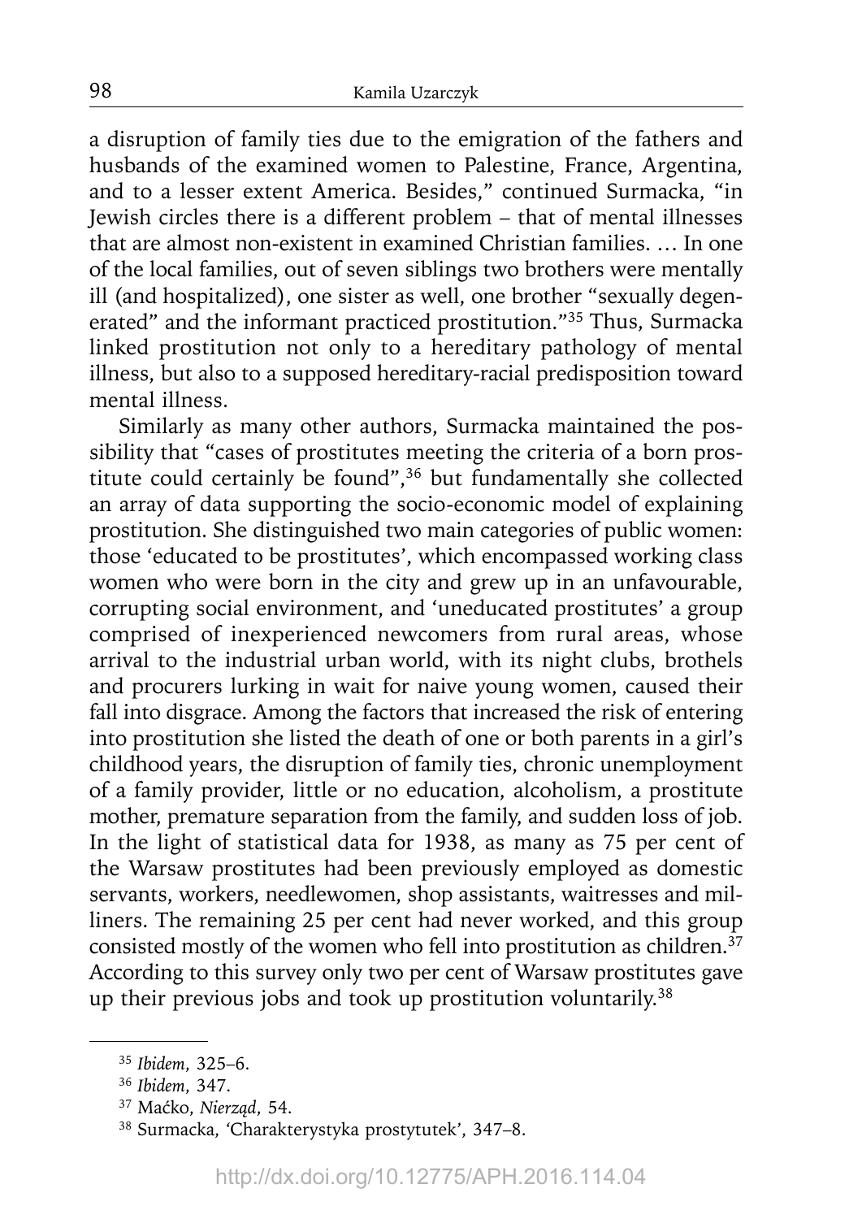a disruption of family ties due to the emigration of the fathers and husbands of the examined women to Palestine, France, Argentina, and to a lesser extent America. Besides," continued Surmacka, "in Jewish circles there is a different problem – that of mental illnesses that are almost non-existent in examined Christian families. … In one of the local families, out of seven siblings two brothers were mentally ill (and hospitalized), one sister as well, one brother "sexually degenerated" and the informant practiced prostitution."[35] Thus, Surmacka linked prostitution not only to a hereditary pathology of mental illness, but also to a supposed hereditary-racial predisposition toward mental illness.

Similarly as many other authors, Surmacka maintained the possibility that "cases of prostitutes meeting the criteria of a born prostitute could certainly be found",[36] but fundamentally she collected an array of data supporting the socio-economic model of explaining prostitution. She distinguished two main categories of public women: those 'educated to be prostitutes', which encompassed working class women who were born in the city and grew up in an unfavourable, corrupting social environment, and 'uneducated prostitutes' a group comprised of inexperienced newcomers from rural areas, whose arrival to the industrial urban world, with its night clubs, brothels and procurers lurking in wait for naive young women, caused their fall into disgrace. Among the factors that increased the risk of entering into prostitution she listed the death of one or both parents in a girl's childhood years, the disruption of family ties, chronic unemployment of a family provider, little or no education, alcoholism, a prostitute mother, premature separation from the family, and sudden loss of job. In the light of statistical data for 1938, as many as 75 per cent of the Warsaw prostitutes had been previously employed as domestic servants, workers, needlewomen, shop assistants, waitresses and milliners. The remaining 25 per cent had never worked, and this group consisted mostly of the women who fell into prostitution as children.[37] According to this survey only two per cent of Warsaw prostitutes gave up their previous jobs and took up prostitution voluntarily.[38]

---

[35] *Ibidem,* 325–6.

[36] *Ibidem,* 347.

[37] Maćko, *Nierząd*, 54.

[38] Surmacka, 'Charakterystyka prostytutek', 347–8.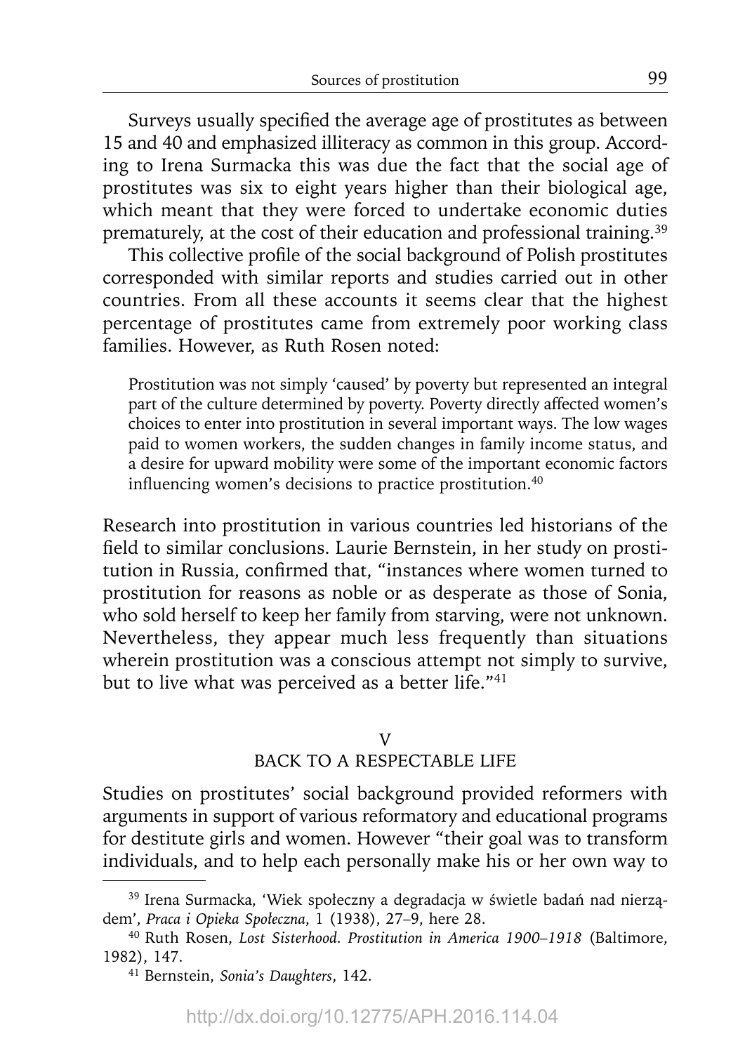Surveys usually specified the average age of prostitutes as between 15 and 40 and emphasized illiteracy as common in this group. According to Irena Surmacka this was due the fact that the social age of prostitutes was six to eight years higher than their biological age, which meant that they were forced to undertake economic duties prematurely, at the cost of their education and professional training.[39]

This collective profile of the social background of Polish prostitutes corresponded with similar reports and studies carried out in other countries. From all these accounts it seems clear that the highest percentage of prostitutes came from extremely poor working class families. However, as Ruth Rosen noted:

> Prostitution was not simply 'caused' by poverty but represented an integral part of the culture determined by poverty. Poverty directly affected women's choices to enter into prostitution in several important ways. The low wages paid to women workers, the sudden changes in family income status, and a desire for upward mobility were some of the important economic factors influencing women's decisions to practice prostitution.[40]

Research into prostitution in various countries led historians of the field to similar conclusions. Laurie Bernstein, in her study on prostitution in Russia, confirmed that, "instances where women turned to prostitution for reasons as noble or as desperate as those of Sonia, who sold herself to keep her family from starving, were not unknown. Nevertheless, they appear much less frequently than situations wherein prostitution was a conscious attempt not simply to survive, but to live what was perceived as a better life."[41]

## V
## BACK TO A RESPECTABLE LIFE

Studies on prostitutes' social background provided reformers with arguments in support of various reformatory and educational programs for destitute girls and women. However "their goal was to transform individuals, and to help each personally make his or her own way to

---

[39] Irena Surmacka, 'Wiek społeczny a degradacja w świetle badań nad nierządem', *Praca i Opieka Społeczna*, 1 (1938), 27–9, here 28.

[40] Ruth Rosen, *Lost Sisterhood. Prostitution in America 1900–1918* (Baltimore, 1982), 147.

[41] Bernstein, *Sonia's Daughters*, 142.

http://dx.doi.org/10.12775/APH.2016.114.04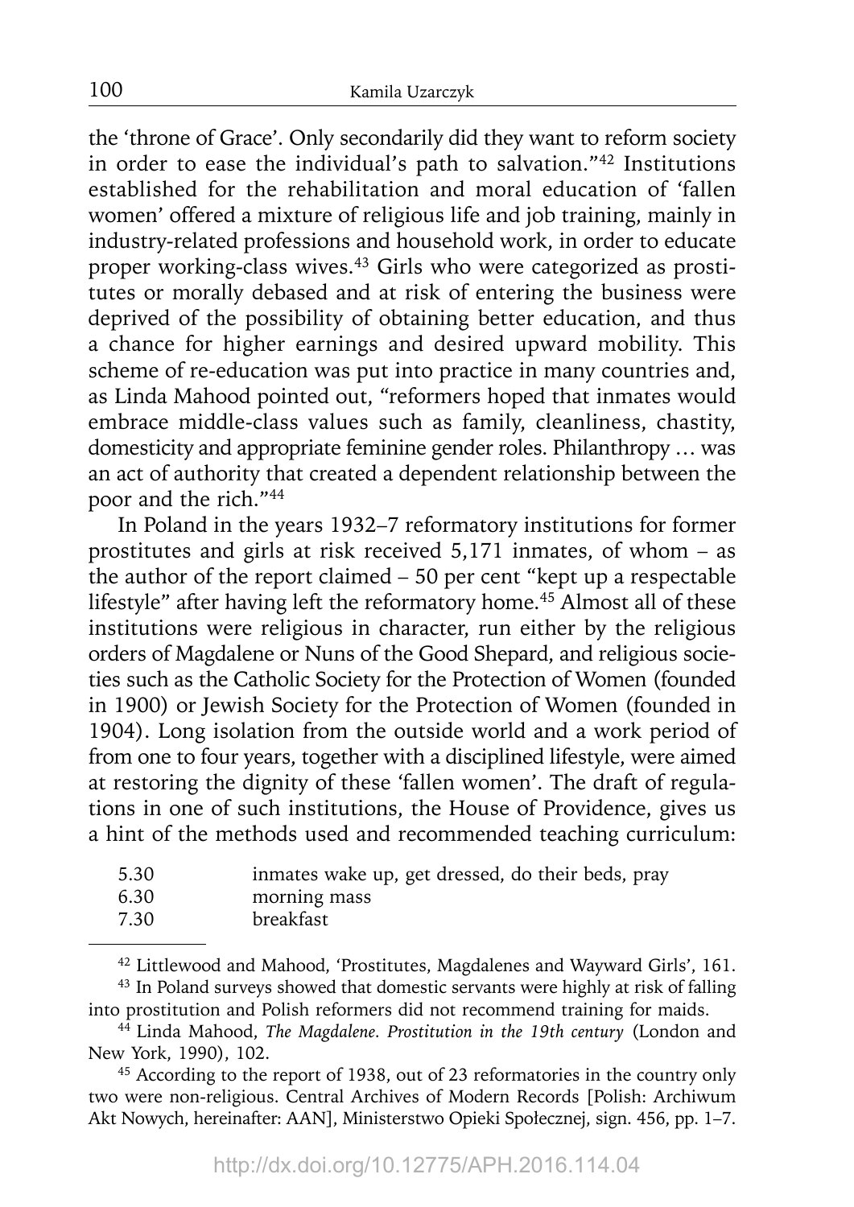the 'throne of Grace'. Only secondarily did they want to reform society in order to ease the individual's path to salvation."[42] Institutions established for the rehabilitation and moral education of 'fallen women' offered a mixture of religious life and job training, mainly in industry-related professions and household work, in order to educate proper working-class wives.[43] Girls who were categorized as prostitutes or morally debased and at risk of entering the business were deprived of the possibility of obtaining better education, and thus a chance for higher earnings and desired upward mobility. This scheme of re-education was put into practice in many countries and, as Linda Mahood pointed out, "reformers hoped that inmates would embrace middle-class values such as family, cleanliness, chastity, domesticity and appropriate feminine gender roles. Philanthropy … was an act of authority that created a dependent relationship between the poor and the rich."[44]

In Poland in the years 1932–7 reformatory institutions for former prostitutes and girls at risk received 5,171 inmates, of whom – as the author of the report claimed – 50 per cent "kept up a respectable lifestyle" after having left the reformatory home.[45] Almost all of these institutions were religious in character, run either by the religious orders of Magdalene or Nuns of the Good Shepard, and religious societies such as the Catholic Society for the Protection of Women (founded in 1900) or Jewish Society for the Protection of Women (founded in 1904). Long isolation from the outside world and a work period of from one to four years, together with a disciplined lifestyle, were aimed at restoring the dignity of these 'fallen women'. The draft of regulations in one of such institutions, the House of Providence, gives us a hint of the methods used and recommended teaching curriculum:

| | |
|---|---|
| 5.30 | inmates wake up, get dressed, do their beds, pray |
| 6.30 | morning mass |
| 7.30 | breakfast |

[42] Littlewood and Mahood, 'Prostitutes, Magdalenes and Wayward Girls', 161.

[43] In Poland surveys showed that domestic servants were highly at risk of falling into prostitution and Polish reformers did not recommend training for maids.

[44] Linda Mahood, *The Magdalene. Prostitution in the 19th century* (London and New York, 1990), 102.

[45] According to the report of 1938, out of 23 reformatories in the country only two were non-religious. Central Archives of Modern Records [Polish: Archiwum Akt Nowych, hereinafter: AAN], Ministerstwo Opieki Społecznej, sign. 456, pp. 1–7.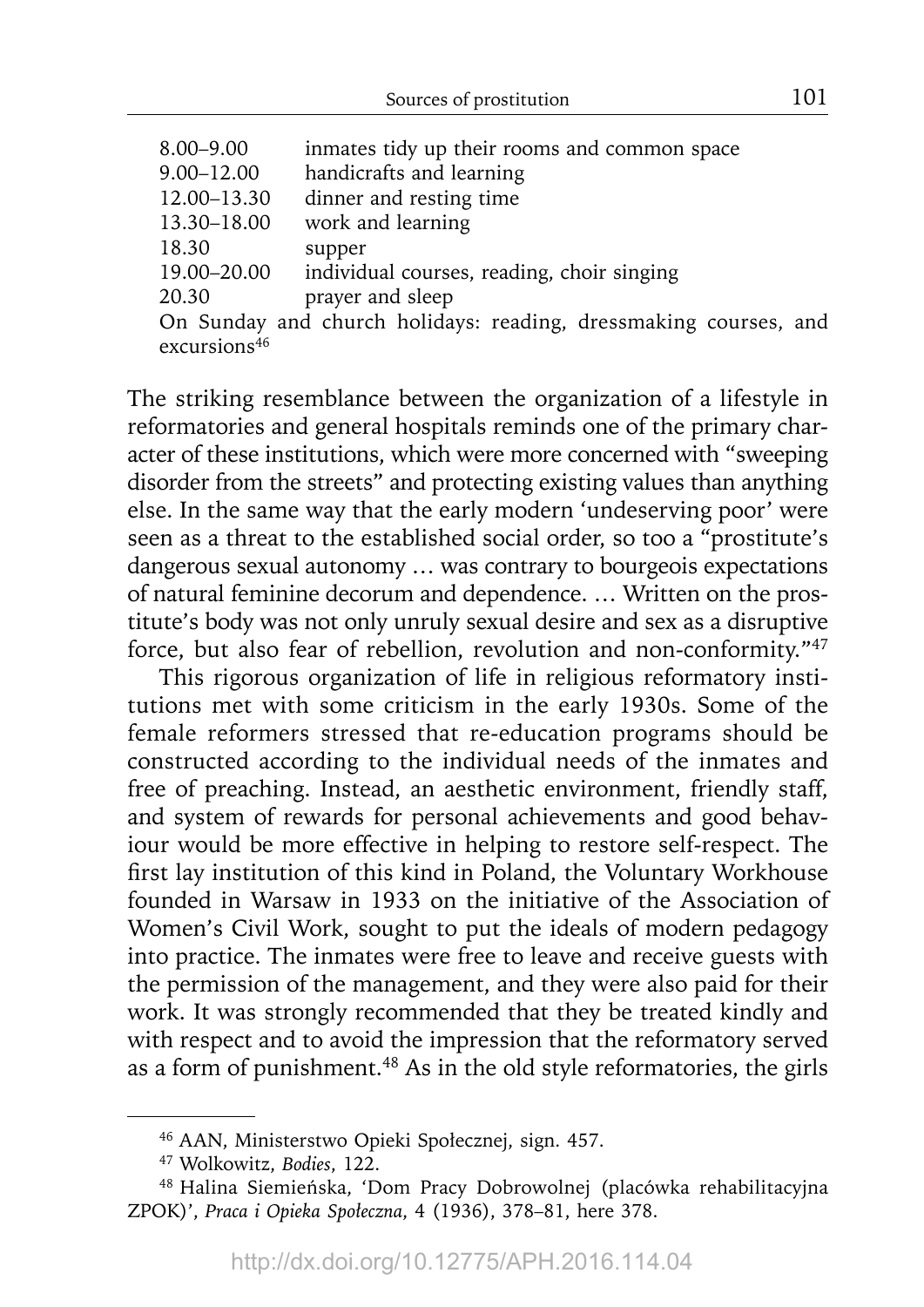| | |
|---|---|
| 8.00–9.00 | inmates tidy up their rooms and common space |
| 9.00–12.00 | handicrafts and learning |
| 12.00–13.30 | dinner and resting time |
| 13.30–18.00 | work and learning |
| 18.30 | supper |
| 19.00–20.00 | individual courses, reading, choir singing |
| 20.30 | prayer and sleep |

On Sunday and church holidays: reading, dressmaking courses, and excursions[46]

The striking resemblance between the organization of a lifestyle in reformatories and general hospitals reminds one of the primary character of these institutions, which were more concerned with "sweeping disorder from the streets" and protecting existing values than anything else. In the same way that the early modern 'undeserving poor' were seen as a threat to the established social order, so too a "prostitute's dangerous sexual autonomy … was contrary to bourgeois expectations of natural feminine decorum and dependence. … Written on the prostitute's body was not only unruly sexual desire and sex as a disruptive force, but also fear of rebellion, revolution and non-conformity."[47]

This rigorous organization of life in religious reformatory institutions met with some criticism in the early 1930s. Some of the female reformers stressed that re-education programs should be constructed according to the individual needs of the inmates and free of preaching. Instead, an aesthetic environment, friendly staff, and system of rewards for personal achievements and good behaviour would be more effective in helping to restore self-respect. The first lay institution of this kind in Poland, the Voluntary Workhouse founded in Warsaw in 1933 on the initiative of the Association of Women's Civil Work, sought to put the ideals of modern pedagogy into practice. The inmates were free to leave and receive guests with the permission of the management, and they were also paid for their work. It was strongly recommended that they be treated kindly and with respect and to avoid the impression that the reformatory served as a form of punishment.[48] As in the old style reformatories, the girls

[46] AAN, Ministerstwo Opieki Społecznej, sign. 457.

[47] Wolkowitz, *Bodies*, 122.

[48] Halina Siemieńska, 'Dom Pracy Dobrowolnej (placówka rehabilitacyjna ZPOK)', *Praca i Opieka Społeczna*, 4 (1936), 378–81, here 378.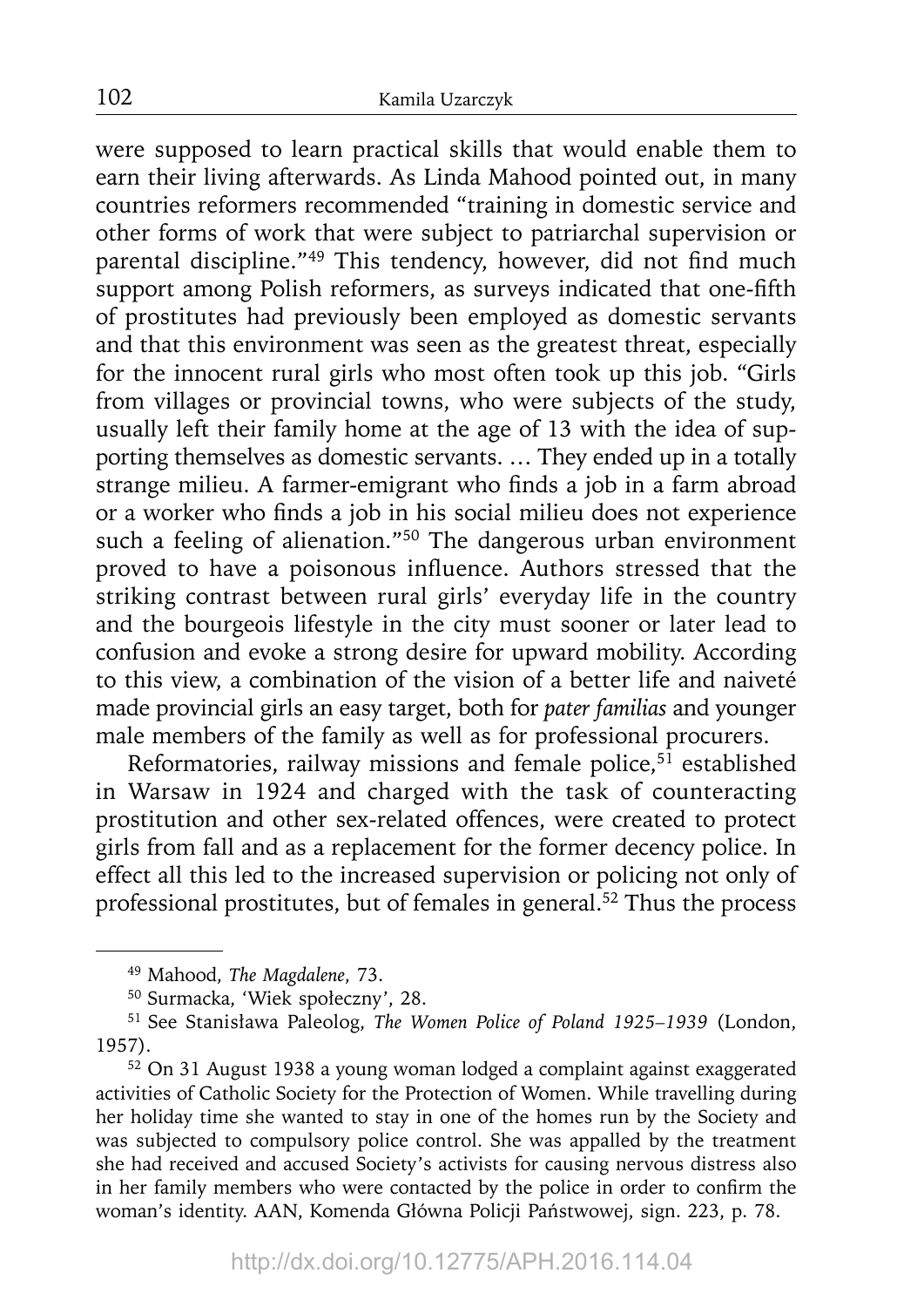were supposed to learn practical skills that would enable them to earn their living afterwards. As Linda Mahood pointed out, in many countries reformers recommended "training in domestic service and other forms of work that were subject to patriarchal supervision or parental discipline."[49] This tendency, however, did not find much support among Polish reformers, as surveys indicated that one-fifth of prostitutes had previously been employed as domestic servants and that this environment was seen as the greatest threat, especially for the innocent rural girls who most often took up this job. "Girls from villages or provincial towns, who were subjects of the study, usually left their family home at the age of 13 with the idea of supporting themselves as domestic servants. … They ended up in a totally strange milieu. A farmer-emigrant who finds a job in a farm abroad or a worker who finds a job in his social milieu does not experience such a feeling of alienation."[50] The dangerous urban environment proved to have a poisonous influence. Authors stressed that the striking contrast between rural girls' everyday life in the country and the bourgeois lifestyle in the city must sooner or later lead to confusion and evoke a strong desire for upward mobility. According to this view, a combination of the vision of a better life and naiveté made provincial girls an easy target, both for *pater familias* and younger male members of the family as well as for professional procurers.

Reformatories, railway missions and female police,[51] established in Warsaw in 1924 and charged with the task of counteracting prostitution and other sex-related offences, were created to protect girls from fall and as a replacement for the former decency police. In effect all this led to the increased supervision or policing not only of professional prostitutes, but of females in general.[52] Thus the process

---

[49] Mahood, *The Magdalene*, 73.

[50] Surmacka, 'Wiek społeczny', 28.

[51] See Stanisława Paleolog, *The Women Police of Poland 1925–1939* (London, 1957).

[52] On 31 August 1938 a young woman lodged a complaint against exaggerated activities of Catholic Society for the Protection of Women. While travelling during her holiday time she wanted to stay in one of the homes run by the Society and was subjected to compulsory police control. She was appalled by the treatment she had received and accused Society's activists for causing nervous distress also in her family members who were contacted by the police in order to confirm the woman's identity. AAN, Komenda Główna Policji Państwowej, sign. 223, p. 78.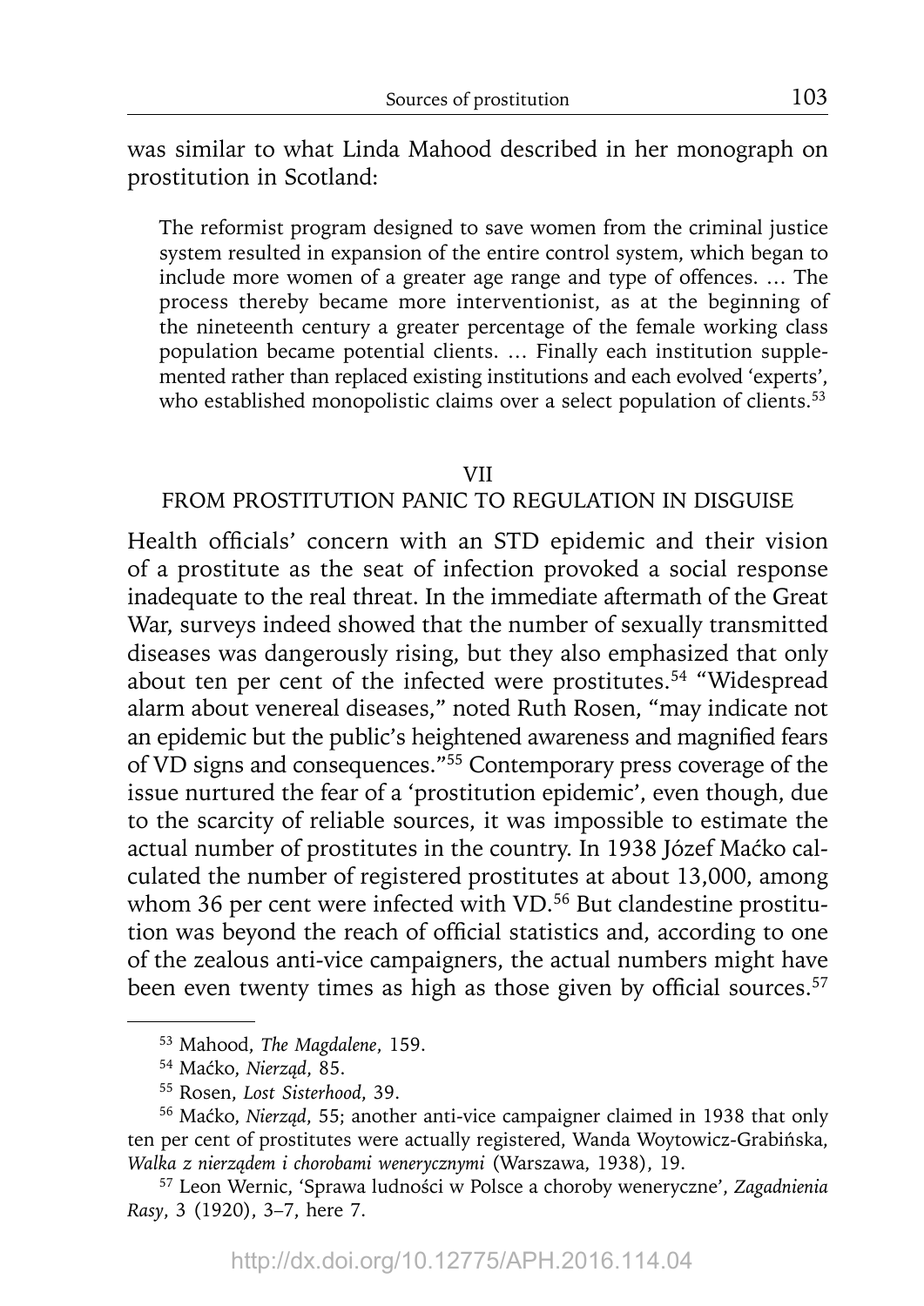was similar to what Linda Mahood described in her monograph on prostitution in Scotland:

> The reformist program designed to save women from the criminal justice system resulted in expansion of the entire control system, which began to include more women of a greater age range and type of offences. … The process thereby became more interventionist, as at the beginning of the nineteenth century a greater percentage of the female working class population became potential clients. … Finally each institution supplemented rather than replaced existing institutions and each evolved 'experts', who established monopolistic claims over a select population of clients.[53]

## VII
## FROM PROSTITUTION PANIC TO REGULATION IN DISGUISE

Health officials' concern with an STD epidemic and their vision of a prostitute as the seat of infection provoked a social response inadequate to the real threat. In the immediate aftermath of the Great War, surveys indeed showed that the number of sexually transmitted diseases was dangerously rising, but they also emphasized that only about ten per cent of the infected were prostitutes.[54] "Widespread alarm about venereal diseases," noted Ruth Rosen, "may indicate not an epidemic but the public's heightened awareness and magnified fears of VD signs and consequences."[55] Contemporary press coverage of the issue nurtured the fear of a 'prostitution epidemic', even though, due to the scarcity of reliable sources, it was impossible to estimate the actual number of prostitutes in the country. In 1938 Józef Maćko calculated the number of registered prostitutes at about 13,000, among whom 36 per cent were infected with VD.[56] But clandestine prostitution was beyond the reach of official statistics and, according to one of the zealous anti-vice campaigners, the actual numbers might have been even twenty times as high as those given by official sources.[57]

---

[53] Mahood, *The Magdalene*, 159.

[54] Maćko, *Nierząd*, 85.

[55] Rosen, *Lost Sisterhood*, 39.

[56] Maćko, *Nierząd*, 55; another anti-vice campaigner claimed in 1938 that only ten per cent of prostitutes were actually registered, Wanda Woytowicz-Grabińska, *Walka z nierządem i chorobami wenerycznymi* (Warszawa, 1938), 19.

[57] Leon Wernic, 'Sprawa ludności w Polsce a choroby weneryczne', *Zagadnienia Rasy*, 3 (1920), 3–7, here 7.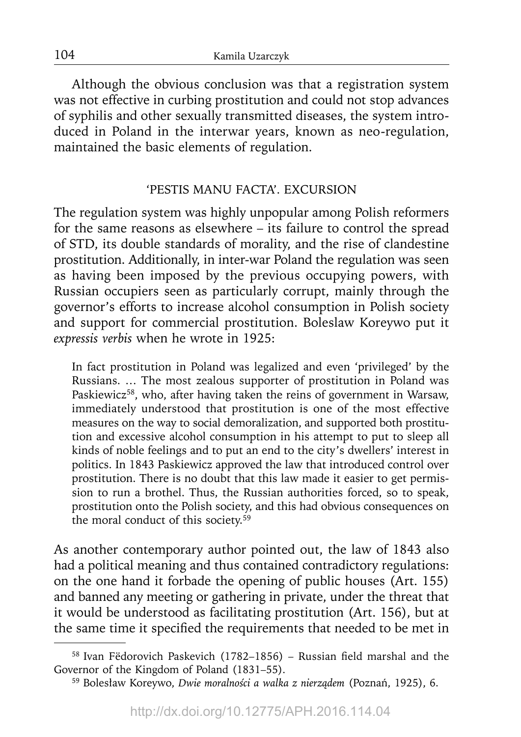Although the obvious conclusion was that a registration system was not effective in curbing prostitution and could not stop advances of syphilis and other sexually transmitted diseases, the system introduced in Poland in the interwar years, known as neo-regulation, maintained the basic elements of regulation.

## 'PESTIS MANU FACTA'. EXCURSION

The regulation system was highly unpopular among Polish reformers for the same reasons as elsewhere – its failure to control the spread of STD, its double standards of morality, and the rise of clandestine prostitution. Additionally, in inter-war Poland the regulation was seen as having been imposed by the previous occupying powers, with Russian occupiers seen as particularly corrupt, mainly through the governor's efforts to increase alcohol consumption in Polish society and support for commercial prostitution. Boleslaw Koreywo put it *expressis verbis* when he wrote in 1925:

> In fact prostitution in Poland was legalized and even 'privileged' by the Russians. … The most zealous supporter of prostitution in Poland was Paskiewicz[58], who, after having taken the reins of government in Warsaw, immediately understood that prostitution is one of the most effective measures on the way to social demoralization, and supported both prostitution and excessive alcohol consumption in his attempt to put to sleep all kinds of noble feelings and to put an end to the city's dwellers' interest in politics. In 1843 Paskiewicz approved the law that introduced control over prostitution. There is no doubt that this law made it easier to get permission to run a brothel. Thus, the Russian authorities forced, so to speak, prostitution onto the Polish society, and this had obvious consequences on the moral conduct of this society.[59]

As another contemporary author pointed out, the law of 1843 also had a political meaning and thus contained contradictory regulations: on the one hand it forbade the opening of public houses (Art. 155) and banned any meeting or gathering in private, under the threat that it would be understood as facilitating prostitution (Art. 156), but at the same time it specified the requirements that needed to be met in

[58] Ivan Fëdorovich Paskevich (1782–1856) – Russian field marshal and the Governor of the Kingdom of Poland (1831–55).

[59] Bolesław Koreywo, *Dwie moralności a walka z nierządem* (Poznań, 1925), 6.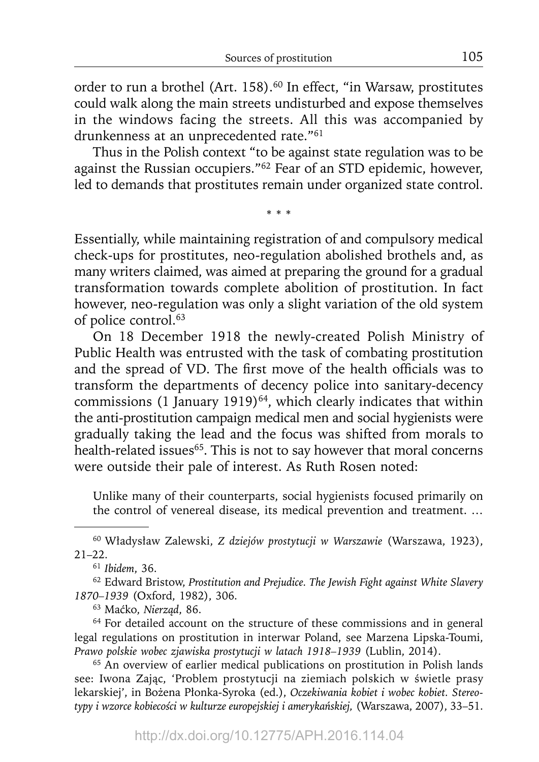order to run a brothel (Art. 158).[60] In effect, "in Warsaw, prostitutes could walk along the main streets undisturbed and expose themselves in the windows facing the streets. All this was accompanied by drunkenness at an unprecedented rate."[61]

Thus in the Polish context "to be against state regulation was to be against the Russian occupiers."[62] Fear of an STD epidemic, however, led to demands that prostitutes remain under organized state control.

\* \* \*

Essentially, while maintaining registration of and compulsory medical check-ups for prostitutes, neo-regulation abolished brothels and, as many writers claimed, was aimed at preparing the ground for a gradual transformation towards complete abolition of prostitution. In fact however, neo-regulation was only a slight variation of the old system of police control.[63]

On 18 December 1918 the newly-created Polish Ministry of Public Health was entrusted with the task of combating prostitution and the spread of VD. The first move of the health officials was to transform the departments of decency police into sanitary-decency commissions (1 January 1919)[64], which clearly indicates that within the anti-prostitution campaign medical men and social hygienists were gradually taking the lead and the focus was shifted from morals to health-related issues[65]. This is not to say however that moral concerns were outside their pale of interest. As Ruth Rosen noted:

> Unlike many of their counterparts, social hygienists focused primarily on the control of venereal disease, its medical prevention and treatment. …

---

[60] Władysław Zalewski, *Z dziejów prostytucji w Warszawie* (Warszawa, 1923), 21–22.

[61] *Ibidem*, 36.

[62] Edward Bristow, *Prostitution and Prejudice. The Jewish Fight against White Slavery 1870–1939* (Oxford, 1982), 306.

[63] Maćko, *Nierząd*, 86.

[64] For detailed account on the structure of these commissions and in general legal regulations on prostitution in interwar Poland, see Marzena Lipska-Toumi, *Prawo polskie wobec zjawiska prostytucji w latach 1918–1939* (Lublin, 2014).

[65] An overview of earlier medical publications on prostitution in Polish lands see: Iwona Zając, 'Problem prostytucji na ziemiach polskich w świetle prasy lekarskiej', in Bożena Płonka-Syroka (ed.), *Oczekiwania kobiet i wobec kobiet. Stereotypy i wzorce kobiecości w kulturze europejskiej i amerykańskiej,* (Warszawa, 2007), 33–51.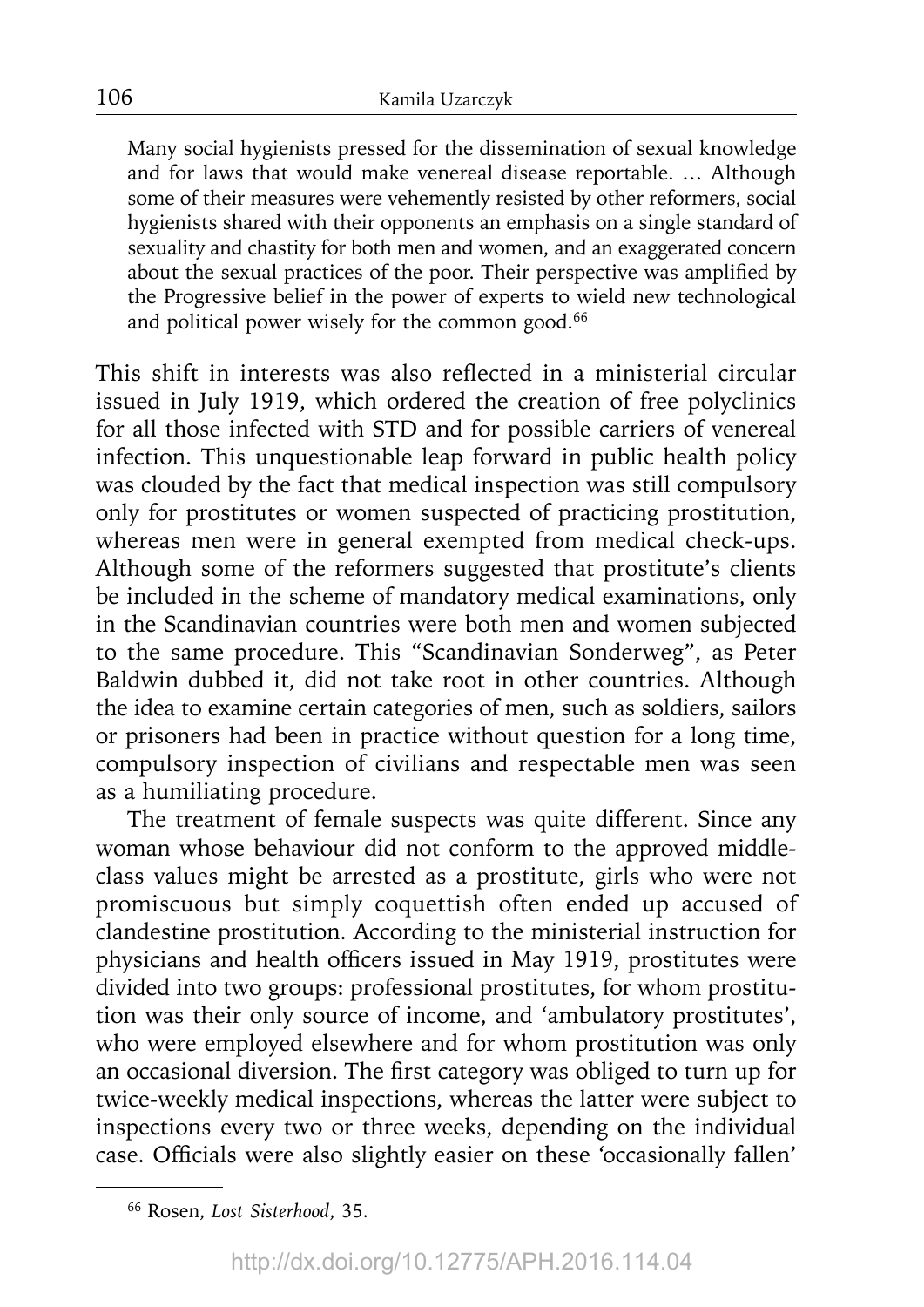> Many social hygienists pressed for the dissemination of sexual knowledge and for laws that would make venereal disease reportable. … Although some of their measures were vehemently resisted by other reformers, social hygienists shared with their opponents an emphasis on a single standard of sexuality and chastity for both men and women, and an exaggerated concern about the sexual practices of the poor. Their perspective was amplified by the Progressive belief in the power of experts to wield new technological and political power wisely for the common good.[66]

This shift in interests was also reflected in a ministerial circular issued in July 1919, which ordered the creation of free polyclinics for all those infected with STD and for possible carriers of venereal infection. This unquestionable leap forward in public health policy was clouded by the fact that medical inspection was still compulsory only for prostitutes or women suspected of practicing prostitution, whereas men were in general exempted from medical check-ups. Although some of the reformers suggested that prostitute's clients be included in the scheme of mandatory medical examinations, only in the Scandinavian countries were both men and women subjected to the same procedure. This "Scandinavian Sonderweg", as Peter Baldwin dubbed it, did not take root in other countries. Although the idea to examine certain categories of men, such as soldiers, sailors or prisoners had been in practice without question for a long time, compulsory inspection of civilians and respectable men was seen as a humiliating procedure.

The treatment of female suspects was quite different. Since any woman whose behaviour did not conform to the approved middle-class values might be arrested as a prostitute, girls who were not promiscuous but simply coquettish often ended up accused of clandestine prostitution. According to the ministerial instruction for physicians and health officers issued in May 1919, prostitutes were divided into two groups: professional prostitutes, for whom prostitution was their only source of income, and 'ambulatory prostitutes', who were employed elsewhere and for whom prostitution was only an occasional diversion. The first category was obliged to turn up for twice-weekly medical inspections, whereas the latter were subject to inspections every two or three weeks, depending on the individual case. Officials were also slightly easier on these 'occasionally fallen'

---

[66] Rosen, *Lost Sisterhood*, 35.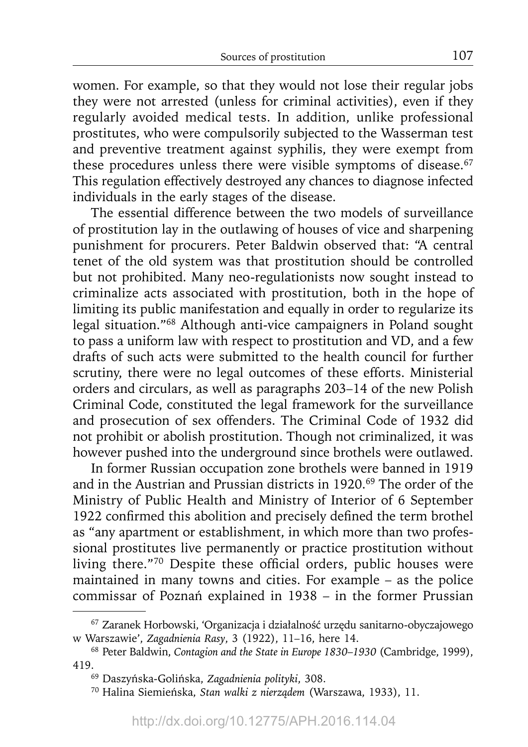women. For example, so that they would not lose their regular jobs they were not arrested (unless for criminal activities), even if they regularly avoided medical tests. In addition, unlike professional prostitutes, who were compulsorily subjected to the Wasserman test and preventive treatment against syphilis, they were exempt from these procedures unless there were visible symptoms of disease.[67] This regulation effectively destroyed any chances to diagnose infected individuals in the early stages of the disease.

The essential difference between the two models of surveillance of prostitution lay in the outlawing of houses of vice and sharpening punishment for procurers. Peter Baldwin observed that: "A central tenet of the old system was that prostitution should be controlled but not prohibited. Many neo-regulationists now sought instead to criminalize acts associated with prostitution, both in the hope of limiting its public manifestation and equally in order to regularize its legal situation."[68] Although anti-vice campaigners in Poland sought to pass a uniform law with respect to prostitution and VD, and a few drafts of such acts were submitted to the health council for further scrutiny, there were no legal outcomes of these efforts. Ministerial orders and circulars, as well as paragraphs 203–14 of the new Polish Criminal Code, constituted the legal framework for the surveillance and prosecution of sex offenders. The Criminal Code of 1932 did not prohibit or abolish prostitution. Though not criminalized, it was however pushed into the underground since brothels were outlawed.

In former Russian occupation zone brothels were banned in 1919 and in the Austrian and Prussian districts in 1920.[69] The order of the Ministry of Public Health and Ministry of Interior of 6 September 1922 confirmed this abolition and precisely defined the term brothel as "any apartment or establishment, in which more than two professional prostitutes live permanently or practice prostitution without living there."[70] Despite these official orders, public houses were maintained in many towns and cities. For example – as the police commissar of Poznań explained in 1938 – in the former Prussian

---

[67] Zaranek Horbowski, 'Organizacja i działalność urzędu sanitarno-obyczajowego w Warszawie', *Zagadnienia Rasy*, 3 (1922), 11–16, here 14.

[68] Peter Baldwin, *Contagion and the State in Europe 1830–1930* (Cambridge, 1999), 419.

[69] Daszyńska-Golińska, *Zagadnienia polityki*, 308.

[70] Halina Siemieńska, *Stan walki z nierządem* (Warszawa, 1933), 11.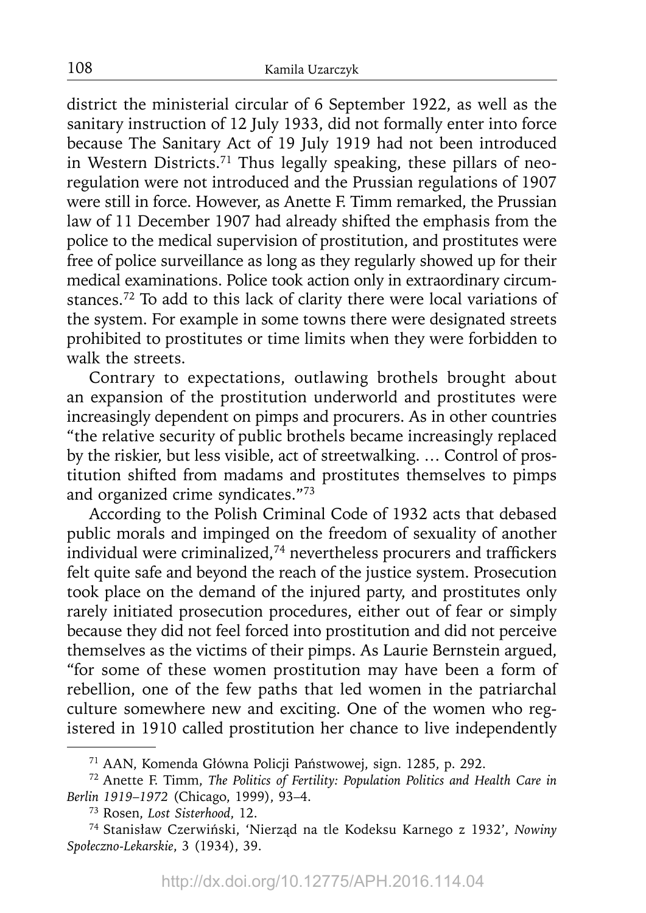district the ministerial circular of 6 September 1922, as well as the sanitary instruction of 12 July 1933, did not formally enter into force because The Sanitary Act of 19 July 1919 had not been introduced in Western Districts.[71] Thus legally speaking, these pillars of neo-regulation were not introduced and the Prussian regulations of 1907 were still in force. However, as Anette F. Timm remarked, the Prussian law of 11 December 1907 had already shifted the emphasis from the police to the medical supervision of prostitution, and prostitutes were free of police surveillance as long as they regularly showed up for their medical examinations. Police took action only in extraordinary circumstances.[72] To add to this lack of clarity there were local variations of the system. For example in some towns there were designated streets prohibited to prostitutes or time limits when they were forbidden to walk the streets.

Contrary to expectations, outlawing brothels brought about an expansion of the prostitution underworld and prostitutes were increasingly dependent on pimps and procurers. As in other countries "the relative security of public brothels became increasingly replaced by the riskier, but less visible, act of streetwalking. … Control of prostitution shifted from madams and prostitutes themselves to pimps and organized crime syndicates."[73]

According to the Polish Criminal Code of 1932 acts that debased public morals and impinged on the freedom of sexuality of another individual were criminalized,[74] nevertheless procurers and traffickers felt quite safe and beyond the reach of the justice system. Prosecution took place on the demand of the injured party, and prostitutes only rarely initiated prosecution procedures, either out of fear or simply because they did not feel forced into prostitution and did not perceive themselves as the victims of their pimps. As Laurie Bernstein argued, "for some of these women prostitution may have been a form of rebellion, one of the few paths that led women in the patriarchal culture somewhere new and exciting. One of the women who registered in 1910 called prostitution her chance to live independently

---

[71] AAN, Komenda Główna Policji Państwowej, sign. 1285, p. 292.

[72] Anette F. Timm, *The Politics of Fertility: Population Politics and Health Care in Berlin 1919–1972* (Chicago, 1999), 93–4.

[73] Rosen, *Lost Sisterhood*, 12.

[74] Stanisław Czerwiński, 'Nierząd na tle Kodeksu Karnego z 1932', *Nowiny Społeczno-Lekarskie*, 3 (1934), 39.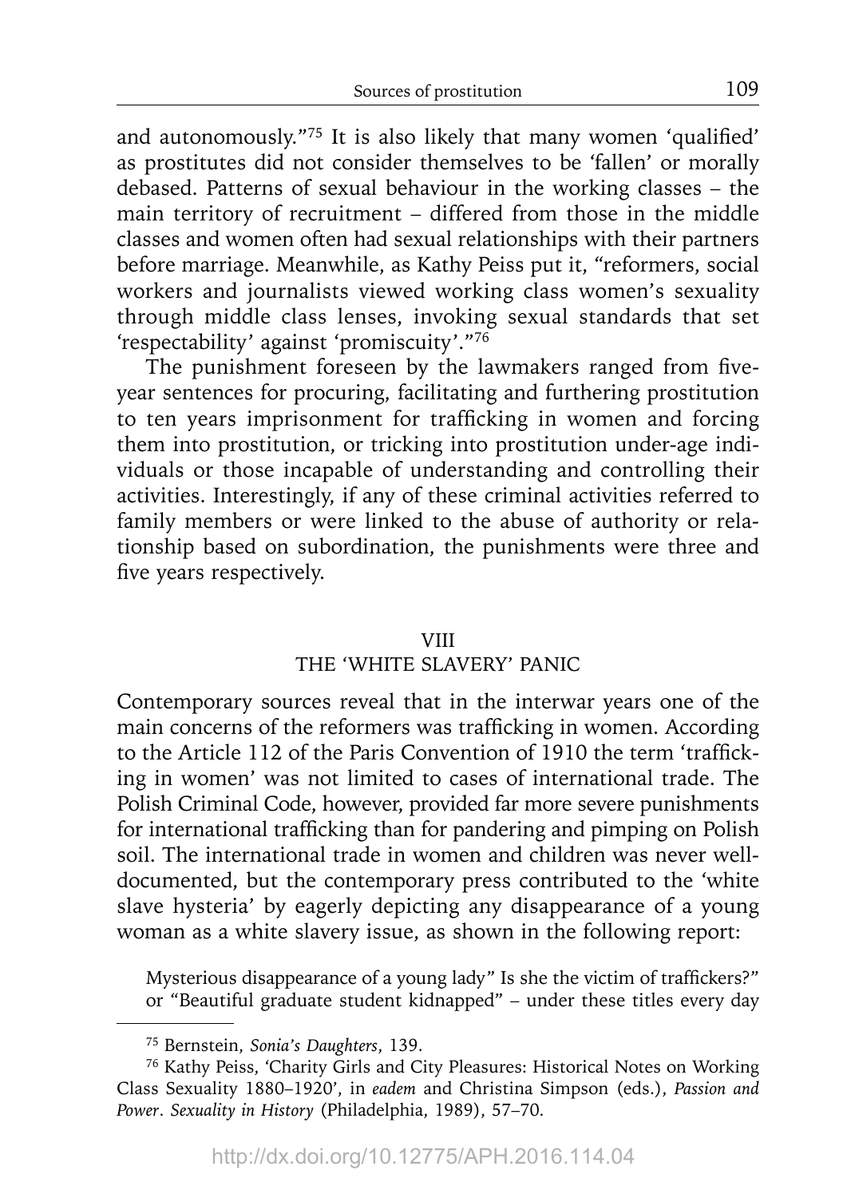and autonomously."[75] It is also likely that many women 'qualified' as prostitutes did not consider themselves to be 'fallen' or morally debased. Patterns of sexual behaviour in the working classes – the main territory of recruitment – differed from those in the middle classes and women often had sexual relationships with their partners before marriage. Meanwhile, as Kathy Peiss put it, "reformers, social workers and journalists viewed working class women's sexuality through middle class lenses, invoking sexual standards that set 'respectability' against 'promiscuity'."[76]

The punishment foreseen by the lawmakers ranged from five-year sentences for procuring, facilitating and furthering prostitution to ten years imprisonment for trafficking in women and forcing them into prostitution, or tricking into prostitution under-age individuals or those incapable of understanding and controlling their activities. Interestingly, if any of these criminal activities referred to family members or were linked to the abuse of authority or relationship based on subordination, the punishments were three and five years respectively.

## VIII
## THE 'WHITE SLAVERY' PANIC

Contemporary sources reveal that in the interwar years one of the main concerns of the reformers was trafficking in women. According to the Article 112 of the Paris Convention of 1910 the term 'trafficking in women' was not limited to cases of international trade. The Polish Criminal Code, however, provided far more severe punishments for international trafficking than for pandering and pimping on Polish soil. The international trade in women and children was never well-documented, but the contemporary press contributed to the 'white slave hysteria' by eagerly depicting any disappearance of a young woman as a white slavery issue, as shown in the following report:

> Mysterious disappearance of a young lady" Is she the victim of traffickers?" or "Beautiful graduate student kidnapped" – under these titles every day

---

[75] Bernstein, *Sonia's Daughters*, 139.

[76] Kathy Peiss, 'Charity Girls and City Pleasures: Historical Notes on Working Class Sexuality 1880–1920', in *eadem* and Christina Simpson (eds.), *Passion and Power. Sexuality in History* (Philadelphia, 1989), 57–70.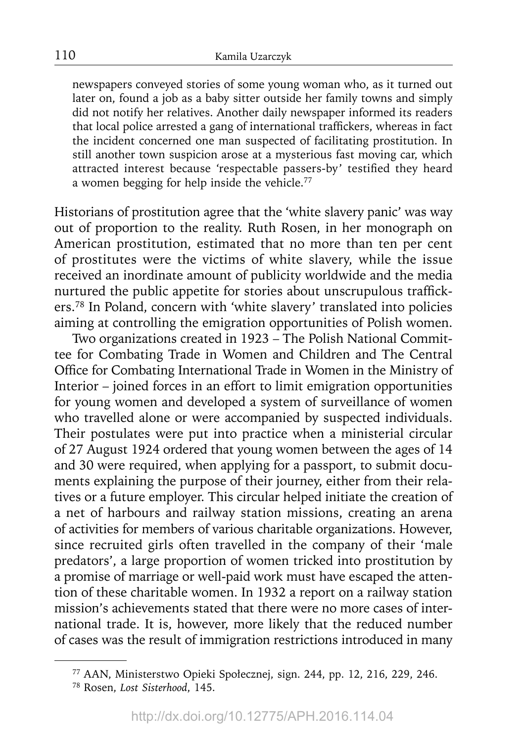newspapers conveyed stories of some young woman who, as it turned out later on, found a job as a baby sitter outside her family towns and simply did not notify her relatives. Another daily newspaper informed its readers that local police arrested a gang of international traffickers, whereas in fact the incident concerned one man suspected of facilitating prostitution. In still another town suspicion arose at a mysterious fast moving car, which attracted interest because 'respectable passers-by' testified they heard a women begging for help inside the vehicle.[77]

Historians of prostitution agree that the 'white slavery panic' was way out of proportion to the reality. Ruth Rosen, in her monograph on American prostitution, estimated that no more than ten per cent of prostitutes were the victims of white slavery, while the issue received an inordinate amount of publicity worldwide and the media nurtured the public appetite for stories about unscrupulous traffickers.[78] In Poland, concern with 'white slavery' translated into policies aiming at controlling the emigration opportunities of Polish women.

Two organizations created in 1923 – The Polish National Committee for Combating Trade in Women and Children and The Central Office for Combating International Trade in Women in the Ministry of Interior – joined forces in an effort to limit emigration opportunities for young women and developed a system of surveillance of women who travelled alone or were accompanied by suspected individuals. Their postulates were put into practice when a ministerial circular of 27 August 1924 ordered that young women between the ages of 14 and 30 were required, when applying for a passport, to submit documents explaining the purpose of their journey, either from their relatives or a future employer. This circular helped initiate the creation of a net of harbours and railway station missions, creating an arena of activities for members of various charitable organizations. However, since recruited girls often travelled in the company of their 'male predators', a large proportion of women tricked into prostitution by a promise of marriage or well-paid work must have escaped the attention of these charitable women. In 1932 a report on a railway station mission's achievements stated that there were no more cases of international trade. It is, however, more likely that the reduced number of cases was the result of immigration restrictions introduced in many

[77] AAN, Ministerstwo Opieki Społecznej, sign. 244, pp. 12, 216, 229, 246.

[78] Rosen, *Lost Sisterhood*, 145.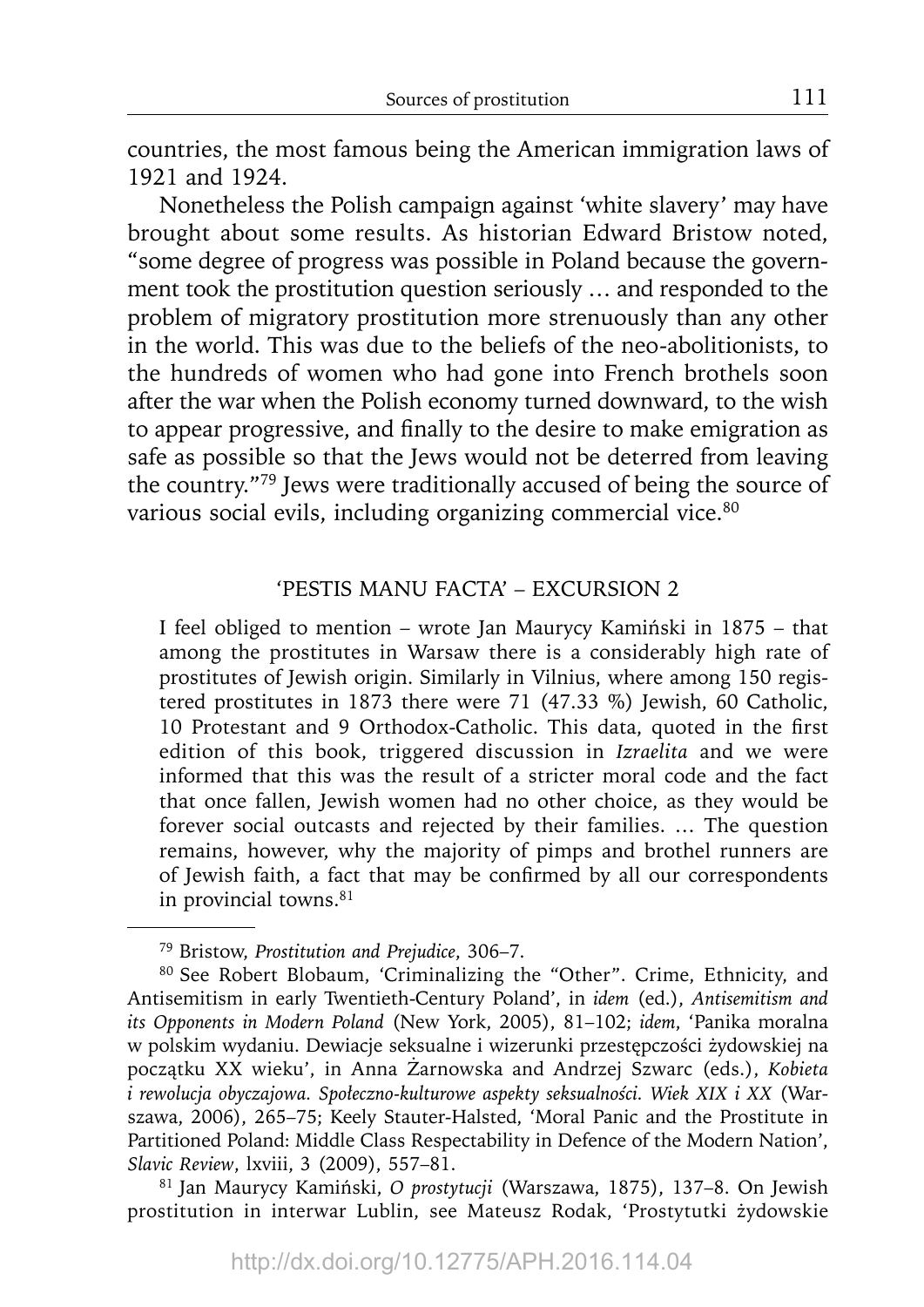countries, the most famous being the American immigration laws of 1921 and 1924.

Nonetheless the Polish campaign against 'white slavery' may have brought about some results. As historian Edward Bristow noted, "some degree of progress was possible in Poland because the government took the prostitution question seriously … and responded to the problem of migratory prostitution more strenuously than any other in the world. This was due to the beliefs of the neo-abolitionists, to the hundreds of women who had gone into French brothels soon after the war when the Polish economy turned downward, to the wish to appear progressive, and finally to the desire to make emigration as safe as possible so that the Jews would not be deterred from leaving the country."[79] Jews were traditionally accused of being the source of various social evils, including organizing commercial vice.[80]

### 'PESTIS MANU FACTA' – EXCURSION 2

> I feel obliged to mention – wrote Jan Maurycy Kamiński in 1875 – that among the prostitutes in Warsaw there is a considerably high rate of prostitutes of Jewish origin. Similarly in Vilnius, where among 150 registered prostitutes in 1873 there were 71 (47.33 %) Jewish, 60 Catholic, 10 Protestant and 9 Orthodox-Catholic. This data, quoted in the first edition of this book, triggered discussion in *Izraelita* and we were informed that this was the result of a stricter moral code and the fact that once fallen, Jewish women had no other choice, as they would be forever social outcasts and rejected by their families. … The question remains, however, why the majority of pimps and brothel runners are of Jewish faith, a fact that may be confirmed by all our correspondents in provincial towns.[81]

---

[79] Bristow, *Prostitution and Prejudice*, 306–7.

[80] See Robert Blobaum, 'Criminalizing the "Other". Crime, Ethnicity, and Antisemitism in early Twentieth-Century Poland', in *idem* (ed.), *Antisemitism and its Opponents in Modern Poland* (New York, 2005), 81–102; *idem*, 'Panika moralna w polskim wydaniu. Dewiacje seksualne i wizerunki przestępczości żydowskiej na początku XX wieku', in Anna Żarnowska and Andrzej Szwarc (eds.), *Kobieta i rewolucja obyczajowa. Społeczno-kulturowe aspekty seksualności. Wiek XIX i XX* (Warszawa, 2006), 265–75; Keely Stauter-Halsted, 'Moral Panic and the Prostitute in Partitioned Poland: Middle Class Respectability in Defence of the Modern Nation', *Slavic Review*, lxviii, 3 (2009), 557–81.

[81] Jan Maurycy Kamiński, *O prostytucji* (Warszawa, 1875), 137–8. On Jewish prostitution in interwar Lublin, see Mateusz Rodak, 'Prostytutki żydowskie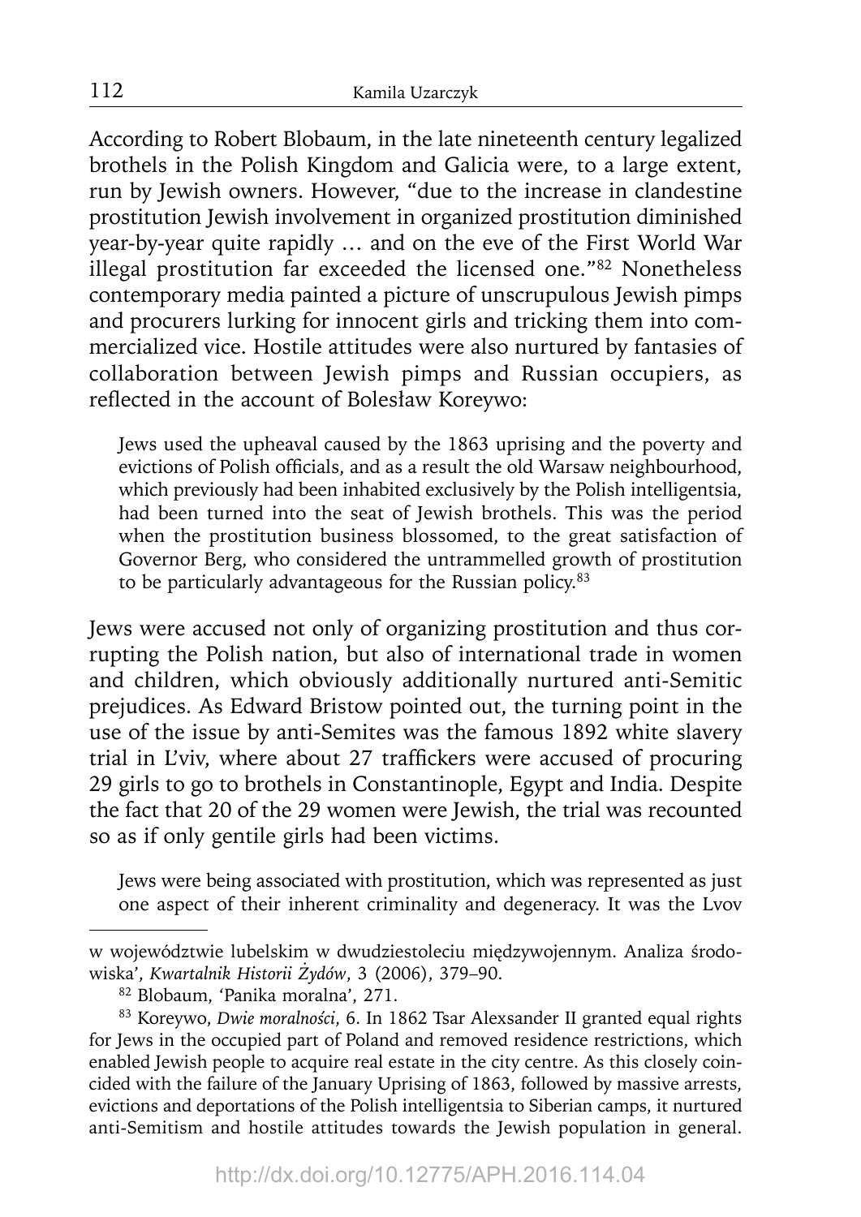According to Robert Blobaum, in the late nineteenth century legalized brothels in the Polish Kingdom and Galicia were, to a large extent, run by Jewish owners. However, "due to the increase in clandestine prostitution Jewish involvement in organized prostitution diminished year-by-year quite rapidly … and on the eve of the First World War illegal prostitution far exceeded the licensed one."[82] Nonetheless contemporary media painted a picture of unscrupulous Jewish pimps and procurers lurking for innocent girls and tricking them into commercialized vice. Hostile attitudes were also nurtured by fantasies of collaboration between Jewish pimps and Russian occupiers, as reflected in the account of Bolesław Koreywo:

> Jews used the upheaval caused by the 1863 uprising and the poverty and evictions of Polish officials, and as a result the old Warsaw neighbourhood, which previously had been inhabited exclusively by the Polish intelligentsia, had been turned into the seat of Jewish brothels. This was the period when the prostitution business blossomed, to the great satisfaction of Governor Berg, who considered the untrammelled growth of prostitution to be particularly advantageous for the Russian policy.[83]

Jews were accused not only of organizing prostitution and thus corrupting the Polish nation, but also of international trade in women and children, which obviously additionally nurtured anti-Semitic prejudices. As Edward Bristow pointed out, the turning point in the use of the issue by anti-Semites was the famous 1892 white slavery trial in L'viv, where about 27 traffickers were accused of procuring 29 girls to go to brothels in Constantinople, Egypt and India. Despite the fact that 20 of the 29 women were Jewish, the trial was recounted so as if only gentile girls had been victims.

> Jews were being associated with prostitution, which was represented as just one aspect of their inherent criminality and degeneracy. It was the Lvov

w województwie lubelskim w dwudziestoleciu międzywojennym. Analiza środowiska', *Kwartalnik Historii Żydów*, 3 (2006), 379–90.

[82] Blobaum, 'Panika moralna', 271.

[83] Koreywo, *Dwie moralności*, 6. In 1862 Tsar Alexsander II granted equal rights for Jews in the occupied part of Poland and removed residence restrictions, which enabled Jewish people to acquire real estate in the city centre. As this closely coincided with the failure of the January Uprising of 1863, followed by massive arrests, evictions and deportations of the Polish intelligentsia to Siberian camps, it nurtured anti-Semitism and hostile attitudes towards the Jewish population in general.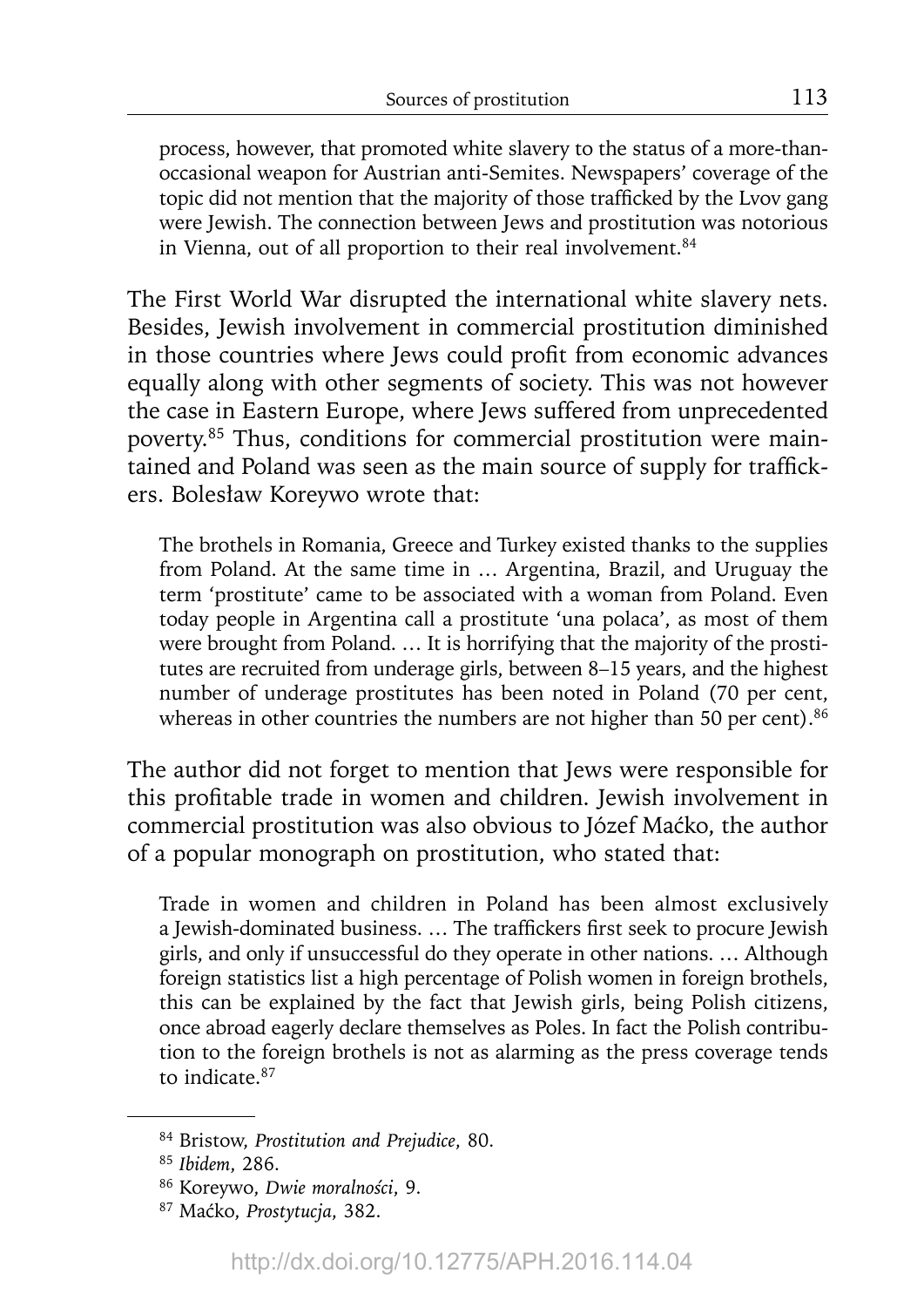process, however, that promoted white slavery to the status of a more-than-occasional weapon for Austrian anti-Semites. Newspapers' coverage of the topic did not mention that the majority of those trafficked by the Lvov gang were Jewish. The connection between Jews and prostitution was notorious in Vienna, out of all proportion to their real involvement.[84]

The First World War disrupted the international white slavery nets. Besides, Jewish involvement in commercial prostitution diminished in those countries where Jews could profit from economic advances equally along with other segments of society. This was not however the case in Eastern Europe, where Jews suffered from unprecedented poverty.[85] Thus, conditions for commercial prostitution were maintained and Poland was seen as the main source of supply for traffickers. Bolesław Koreywo wrote that:

> The brothels in Romania, Greece and Turkey existed thanks to the supplies from Poland. At the same time in … Argentina, Brazil, and Uruguay the term 'prostitute' came to be associated with a woman from Poland. Even today people in Argentina call a prostitute 'una polaca', as most of them were brought from Poland. … It is horrifying that the majority of the prostitutes are recruited from underage girls, between 8–15 years, and the highest number of underage prostitutes has been noted in Poland (70 per cent, whereas in other countries the numbers are not higher than 50 per cent).[86]

The author did not forget to mention that Jews were responsible for this profitable trade in women and children. Jewish involvement in commercial prostitution was also obvious to Józef Maćko, the author of a popular monograph on prostitution, who stated that:

> Trade in women and children in Poland has been almost exclusively a Jewish-dominated business. … The traffickers first seek to procure Jewish girls, and only if unsuccessful do they operate in other nations. … Although foreign statistics list a high percentage of Polish women in foreign brothels, this can be explained by the fact that Jewish girls, being Polish citizens, once abroad eagerly declare themselves as Poles. In fact the Polish contribution to the foreign brothels is not as alarming as the press coverage tends to indicate.[87]

---

[84] Bristow, *Prostitution and Prejudice*, 80.

[85] *Ibidem*, 286.

[86] Koreywo, *Dwie moralności*, 9.

[87] Maćko, *Prostytucja*, 382.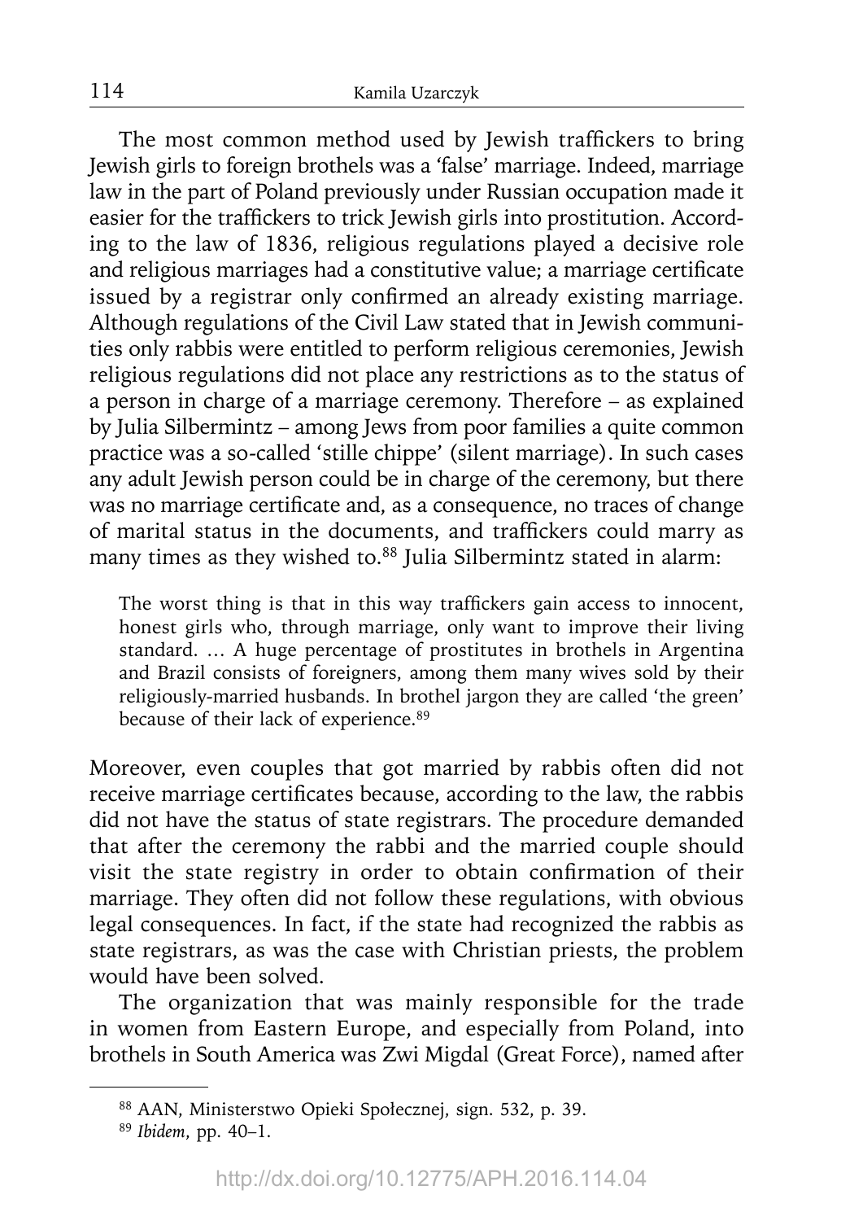The most common method used by Jewish traffickers to bring Jewish girls to foreign brothels was a 'false' marriage. Indeed, marriage law in the part of Poland previously under Russian occupation made it easier for the traffickers to trick Jewish girls into prostitution. According to the law of 1836, religious regulations played a decisive role and religious marriages had a constitutive value; a marriage certificate issued by a registrar only confirmed an already existing marriage. Although regulations of the Civil Law stated that in Jewish communities only rabbis were entitled to perform religious ceremonies, Jewish religious regulations did not place any restrictions as to the status of a person in charge of a marriage ceremony. Therefore – as explained by Julia Silbermintz – among Jews from poor families a quite common practice was a so-called 'stille chippe' (silent marriage). In such cases any adult Jewish person could be in charge of the ceremony, but there was no marriage certificate and, as a consequence, no traces of change of marital status in the documents, and traffickers could marry as many times as they wished to.[88] Julia Silbermintz stated in alarm:

> The worst thing is that in this way traffickers gain access to innocent, honest girls who, through marriage, only want to improve their living standard. … A huge percentage of prostitutes in brothels in Argentina and Brazil consists of foreigners, among them many wives sold by their religiously-married husbands. In brothel jargon they are called 'the green' because of their lack of experience.[89]

Moreover, even couples that got married by rabbis often did not receive marriage certificates because, according to the law, the rabbis did not have the status of state registrars. The procedure demanded that after the ceremony the rabbi and the married couple should visit the state registry in order to obtain confirmation of their marriage. They often did not follow these regulations, with obvious legal consequences. In fact, if the state had recognized the rabbis as state registrars, as was the case with Christian priests, the problem would have been solved.

The organization that was mainly responsible for the trade in women from Eastern Europe, and especially from Poland, into brothels in South America was Zwi Migdal (Great Force), named after

---

[88] AAN, Ministerstwo Opieki Społecznej, sign. 532, p. 39.

[89] *Ibidem*, pp. 40–1.

http://dx.doi.org/10.12775/APH.2016.114.04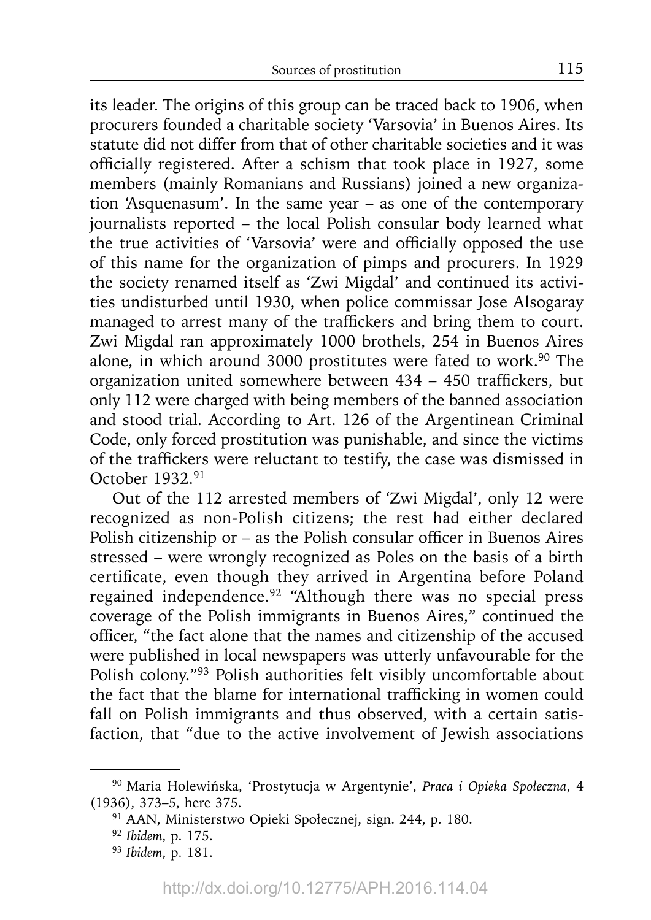its leader. The origins of this group can be traced back to 1906, when procurers founded a charitable society 'Varsovia' in Buenos Aires. Its statute did not differ from that of other charitable societies and it was officially registered. After a schism that took place in 1927, some members (mainly Romanians and Russians) joined a new organization 'Asquenasum'. In the same year – as one of the contemporary journalists reported – the local Polish consular body learned what the true activities of 'Varsovia' were and officially opposed the use of this name for the organization of pimps and procurers. In 1929 the society renamed itself as 'Zwi Migdal' and continued its activities undisturbed until 1930, when police commissar Jose Alsogaray managed to arrest many of the traffickers and bring them to court. Zwi Migdal ran approximately 1000 brothels, 254 in Buenos Aires alone, in which around 3000 prostitutes were fated to work.[90] The organization united somewhere between 434 – 450 traffickers, but only 112 were charged with being members of the banned association and stood trial. According to Art. 126 of the Argentinean Criminal Code, only forced prostitution was punishable, and since the victims of the traffickers were reluctant to testify, the case was dismissed in October 1932.[91]

Out of the 112 arrested members of 'Zwi Migdal', only 12 were recognized as non-Polish citizens; the rest had either declared Polish citizenship or – as the Polish consular officer in Buenos Aires stressed – were wrongly recognized as Poles on the basis of a birth certificate, even though they arrived in Argentina before Poland regained independence.[92] "Although there was no special press coverage of the Polish immigrants in Buenos Aires," continued the officer, "the fact alone that the names and citizenship of the accused were published in local newspapers was utterly unfavourable for the Polish colony."[93] Polish authorities felt visibly uncomfortable about the fact that the blame for international trafficking in women could fall on Polish immigrants and thus observed, with a certain satisfaction, that "due to the active involvement of Jewish associations

---

[90] Maria Holewińska, 'Prostytucja w Argentynie', *Praca i Opieka Społeczna*, 4 (1936), 373–5, here 375.

[91] AAN, Ministerstwo Opieki Społecznej, sign. 244, p. 180.

[92] *Ibidem*, p. 175.

[93] *Ibidem*, p. 181.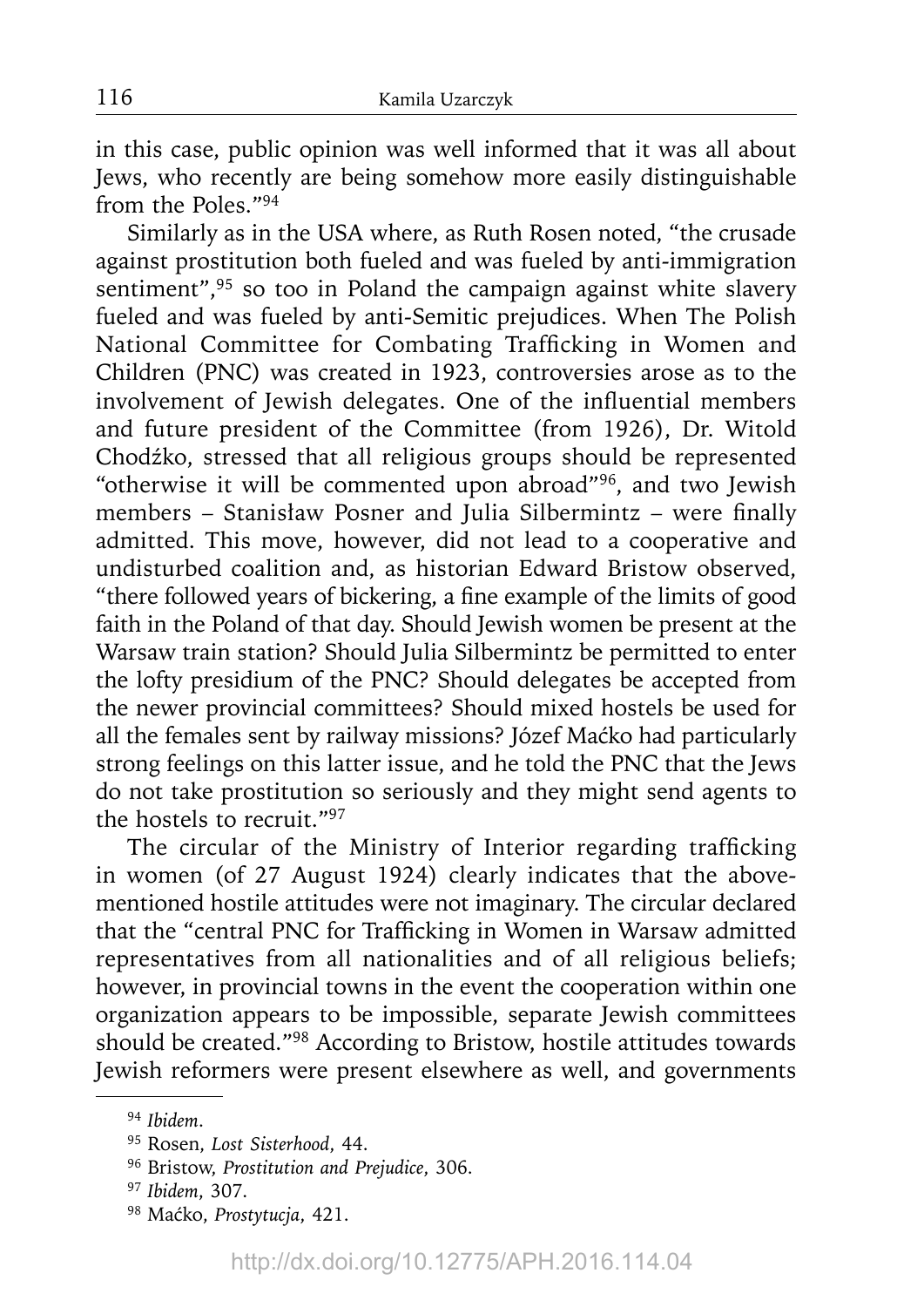in this case, public opinion was well informed that it was all about Jews, who recently are being somehow more easily distinguishable from the Poles."[94]

Similarly as in the USA where, as Ruth Rosen noted, "the crusade against prostitution both fueled and was fueled by anti-immigration sentiment",[95] so too in Poland the campaign against white slavery fueled and was fueled by anti-Semitic prejudices. When The Polish National Committee for Combating Trafficking in Women and Children (PNC) was created in 1923, controversies arose as to the involvement of Jewish delegates. One of the influential members and future president of the Committee (from 1926), Dr. Witold Chodźko, stressed that all religious groups should be represented "otherwise it will be commented upon abroad"[96], and two Jewish members – Stanisław Posner and Julia Silbermintz – were finally admitted. This move, however, did not lead to a cooperative and undisturbed coalition and, as historian Edward Bristow observed, "there followed years of bickering, a fine example of the limits of good faith in the Poland of that day. Should Jewish women be present at the Warsaw train station? Should Julia Silbermintz be permitted to enter the lofty presidium of the PNC? Should delegates be accepted from the newer provincial committees? Should mixed hostels be used for all the females sent by railway missions? Józef Maćko had particularly strong feelings on this latter issue, and he told the PNC that the Jews do not take prostitution so seriously and they might send agents to the hostels to recruit."[97]

The circular of the Ministry of Interior regarding trafficking in women (of 27 August 1924) clearly indicates that the above-mentioned hostile attitudes were not imaginary. The circular declared that the "central PNC for Trafficking in Women in Warsaw admitted representatives from all nationalities and of all religious beliefs; however, in provincial towns in the event the cooperation within one organization appears to be impossible, separate Jewish committees should be created."[98] According to Bristow, hostile attitudes towards Jewish reformers were present elsewhere as well, and governments

---

[94] *Ibidem*.

[95] Rosen, *Lost Sisterhood*, 44.

[96] Bristow, *Prostitution and Prejudice*, 306.

[97] *Ibidem*, 307.

[98] Maćko, *Prostytucja*, 421.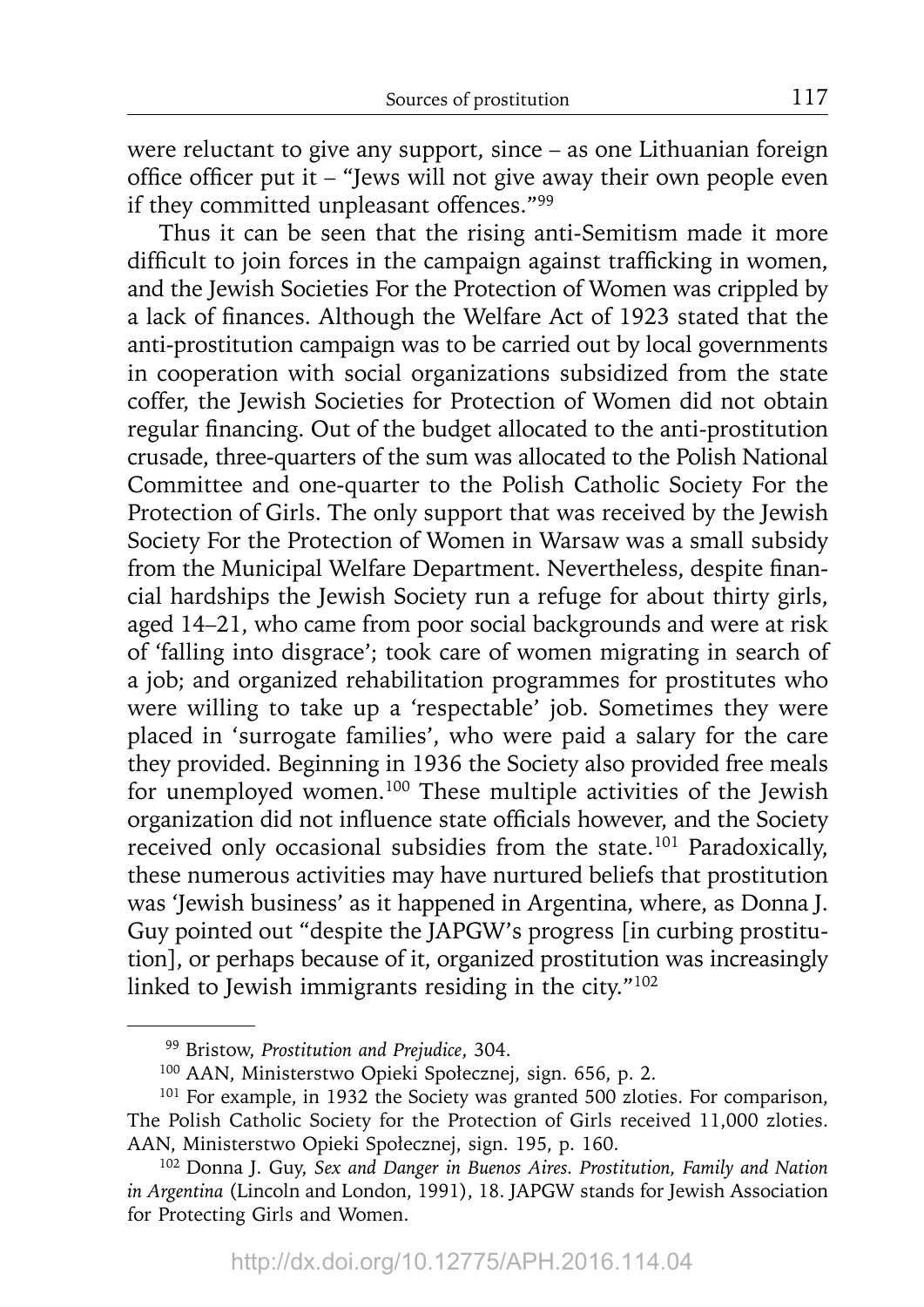were reluctant to give any support, since – as one Lithuanian foreign office officer put it – "Jews will not give away their own people even if they committed unpleasant offences."[99]

Thus it can be seen that the rising anti-Semitism made it more difficult to join forces in the campaign against trafficking in women, and the Jewish Societies For the Protection of Women was crippled by a lack of finances. Although the Welfare Act of 1923 stated that the anti-prostitution campaign was to be carried out by local governments in cooperation with social organizations subsidized from the state coffer, the Jewish Societies for Protection of Women did not obtain regular financing. Out of the budget allocated to the anti-prostitution crusade, three-quarters of the sum was allocated to the Polish National Committee and one-quarter to the Polish Catholic Society For the Protection of Girls. The only support that was received by the Jewish Society For the Protection of Women in Warsaw was a small subsidy from the Municipal Welfare Department. Nevertheless, despite financial hardships the Jewish Society run a refuge for about thirty girls, aged 14–21, who came from poor social backgrounds and were at risk of 'falling into disgrace'; took care of women migrating in search of a job; and organized rehabilitation programmes for prostitutes who were willing to take up a 'respectable' job. Sometimes they were placed in 'surrogate families', who were paid a salary for the care they provided. Beginning in 1936 the Society also provided free meals for unemployed women.[100] These multiple activities of the Jewish organization did not influence state officials however, and the Society received only occasional subsidies from the state.[101] Paradoxically, these numerous activities may have nurtured beliefs that prostitution was 'Jewish business' as it happened in Argentina, where, as Donna J. Guy pointed out "despite the JAPGW's progress [in curbing prostitution], or perhaps because of it, organized prostitution was increasingly linked to Jewish immigrants residing in the city."[102]

---

[99] Bristow, *Prostitution and Prejudice*, 304.

[100] AAN, Ministerstwo Opieki Społecznej, sign. 656, p. 2.

[101] For example, in 1932 the Society was granted 500 zloties. For comparison, The Polish Catholic Society for the Protection of Girls received 11,000 zloties. AAN, Ministerstwo Opieki Społecznej, sign. 195, p. 160.

[102] Donna J. Guy, *Sex and Danger in Buenos Aires. Prostitution, Family and Nation in Argentina* (Lincoln and London, 1991), 18. JAPGW stands for Jewish Association for Protecting Girls and Women.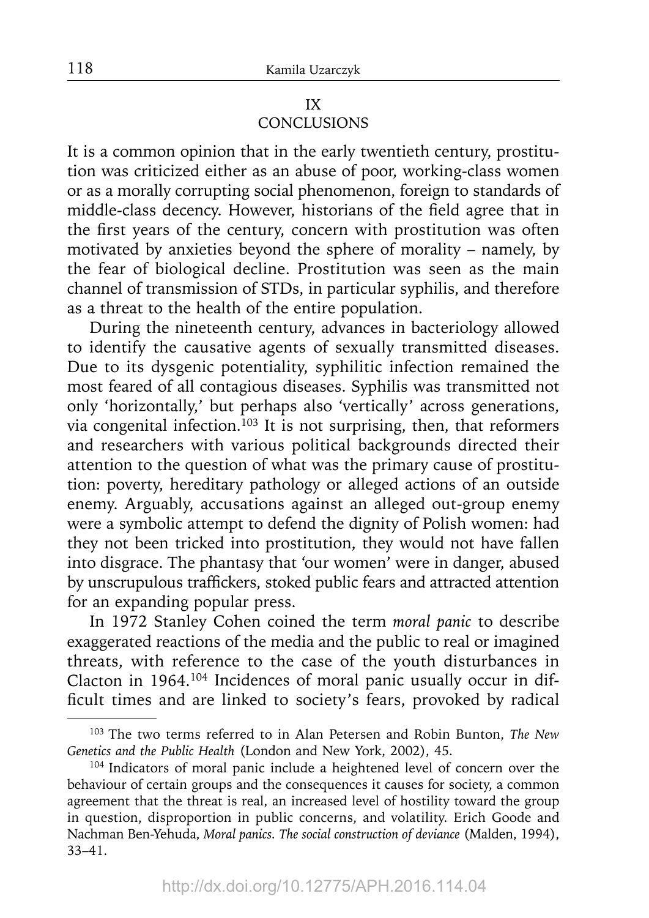## IX
## CONCLUSIONS

It is a common opinion that in the early twentieth century, prostitution was criticized either as an abuse of poor, working-class women or as a morally corrupting social phenomenon, foreign to standards of middle-class decency. However, historians of the field agree that in the first years of the century, concern with prostitution was often motivated by anxieties beyond the sphere of morality – namely, by the fear of biological decline. Prostitution was seen as the main channel of transmission of STDs, in particular syphilis, and therefore as a threat to the health of the entire population.

During the nineteenth century, advances in bacteriology allowed to identify the causative agents of sexually transmitted diseases. Due to its dysgenic potentiality, syphilitic infection remained the most feared of all contagious diseases. Syphilis was transmitted not only 'horizontally,' but perhaps also 'vertically' across generations, via congenital infection.[103] It is not surprising, then, that reformers and researchers with various political backgrounds directed their attention to the question of what was the primary cause of prostitution: poverty, hereditary pathology or alleged actions of an outside enemy. Arguably, accusations against an alleged out-group enemy were a symbolic attempt to defend the dignity of Polish women: had they not been tricked into prostitution, they would not have fallen into disgrace. The phantasy that 'our women' were in danger, abused by unscrupulous traffickers, stoked public fears and attracted attention for an expanding popular press.

In 1972 Stanley Cohen coined the term *moral panic* to describe exaggerated reactions of the media and the public to real or imagined threats, with reference to the case of the youth disturbances in Clacton in 1964.[104] Incidences of moral panic usually occur in difficult times and are linked to society's fears, provoked by radical

---

[103] The two terms referred to in Alan Petersen and Robin Bunton, *The New Genetics and the Public Health* (London and New York, 2002), 45.

[104] Indicators of moral panic include a heightened level of concern over the behaviour of certain groups and the consequences it causes for society, a common agreement that the threat is real, an increased level of hostility toward the group in question, disproportion in public concerns, and volatility. Erich Goode and Nachman Ben-Yehuda, *Moral panics. The social construction of deviance* (Malden, 1994), 33–41.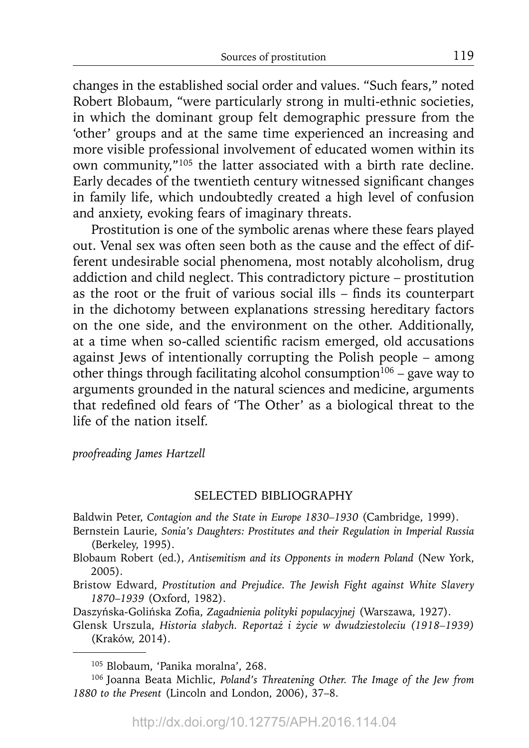changes in the established social order and values. "Such fears," noted Robert Blobaum, "were particularly strong in multi-ethnic societies, in which the dominant group felt demographic pressure from the 'other' groups and at the same time experienced an increasing and more visible professional involvement of educated women within its own community,"[105] the latter associated with a birth rate decline. Early decades of the twentieth century witnessed significant changes in family life, which undoubtedly created a high level of confusion and anxiety, evoking fears of imaginary threats.

Prostitution is one of the symbolic arenas where these fears played out. Venal sex was often seen both as the cause and the effect of different undesirable social phenomena, most notably alcoholism, drug addiction and child neglect. This contradictory picture – prostitution as the root or the fruit of various social ills – finds its counterpart in the dichotomy between explanations stressing hereditary factors on the one side, and the environment on the other. Additionally, at a time when so-called scientific racism emerged, old accusations against Jews of intentionally corrupting the Polish people – among other things through facilitating alcohol consumption[106] – gave way to arguments grounded in the natural sciences and medicine, arguments that redefined old fears of 'The Other' as a biological threat to the life of the nation itself.

*proofreading James Hartzell*

## SELECTED BIBLIOGRAPHY

Baldwin Peter, *Contagion and the State in Europe 1830–1930* (Cambridge, 1999).

Bernstein Laurie, *Sonia's Daughters: Prostitutes and their Regulation in Imperial Russia* (Berkeley, 1995).

Blobaum Robert (ed.), *Antisemitism and its Opponents in modern Poland* (New York, 2005).

Bristow Edward, *Prostitution and Prejudice. The Jewish Fight against White Slavery 1870–1939* (Oxford, 1982).

Daszyńska-Golińska Zofia, *Zagadnienia polityki populacyjnej* (Warszawa, 1927).

Glensk Urszula, *Historia słabych. Reportaż i życie w dwudziestoleciu (1918–1939)* (Kraków, 2014).

---

[105] Blobaum, 'Panika moralna', 268.

[106] Joanna Beata Michlic, *Poland's Threatening Other. The Image of the Jew from 1880 to the Present* (Lincoln and London, 2006), 37–8.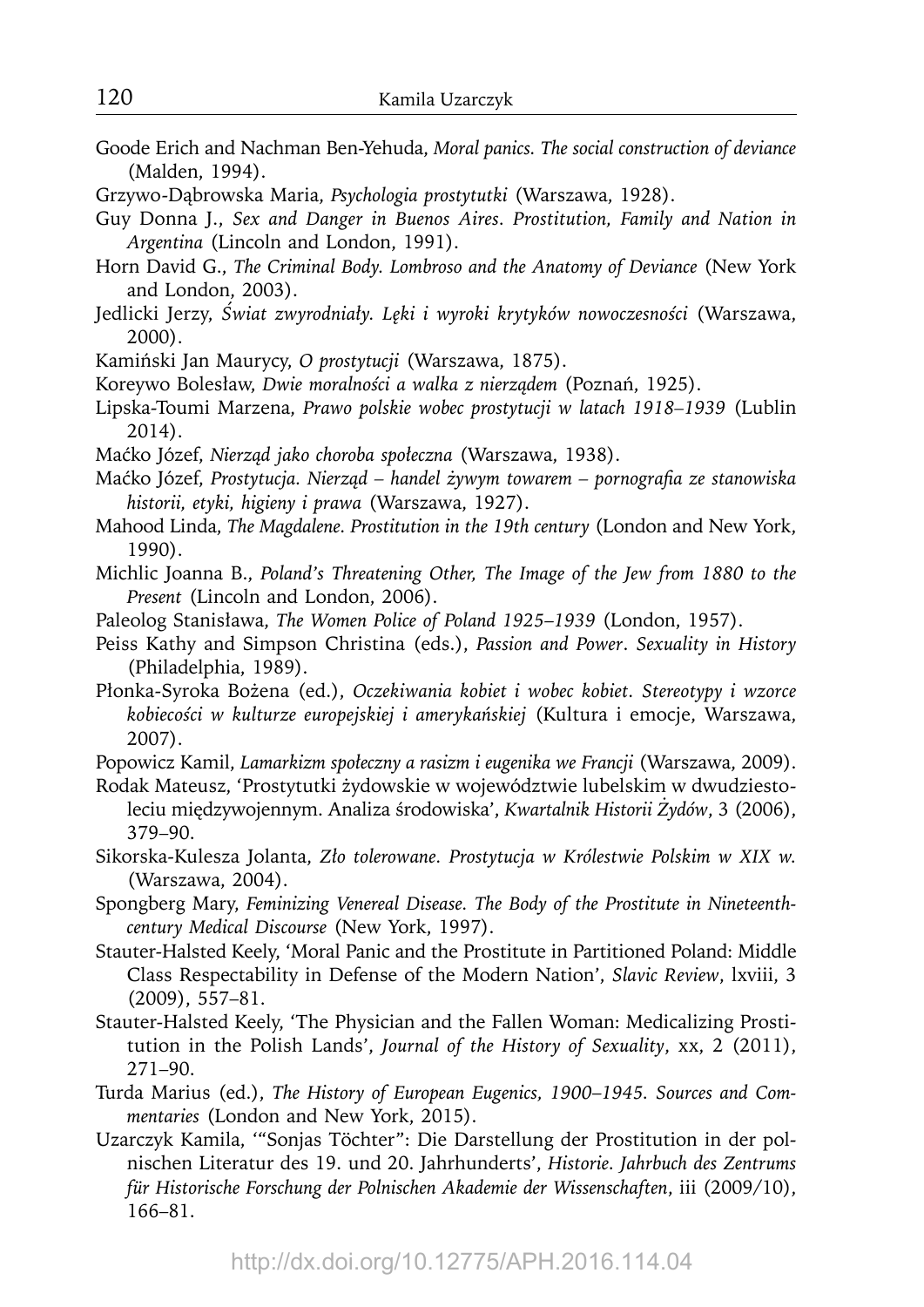Goode Erich and Nachman Ben-Yehuda, *Moral panics. The social construction of deviance* (Malden, 1994).

Grzywo-Dąbrowska Maria, *Psychologia prostytutki* (Warszawa, 1928).

Guy Donna J., *Sex and Danger in Buenos Aires. Prostitution, Family and Nation in Argentina* (Lincoln and London, 1991).

Horn David G., *The Criminal Body. Lombroso and the Anatomy of Deviance* (New York and London, 2003).

Jedlicki Jerzy, *Świat zwyrodniały. Lęki i wyroki krytyków nowoczesności* (Warszawa, 2000).

Kamiński Jan Maurycy, *O prostytucji* (Warszawa, 1875).

Koreywo Bolesław, *Dwie moralności a walka z nierządem* (Poznań, 1925).

Lipska-Toumi Marzena, *Prawo polskie wobec prostytucji w latach 1918–1939* (Lublin 2014).

Maćko Józef, *Nierząd jako choroba społeczna* (Warszawa, 1938).

Maćko Józef, *Prostytucja. Nierząd – handel żywym towarem – pornografia ze stanowiska historii, etyki, higieny i prawa* (Warszawa, 1927).

Mahood Linda, *The Magdalene. Prostitution in the 19th century* (London and New York, 1990).

Michlic Joanna B., *Poland's Threatening Other, The Image of the Jew from 1880 to the Present* (Lincoln and London, 2006).

Paleolog Stanisława, *The Women Police of Poland 1925–1939* (London, 1957).

Peiss Kathy and Simpson Christina (eds.), *Passion and Power. Sexuality in History* (Philadelphia, 1989).

Płonka-Syroka Bożena (ed.), *Oczekiwania kobiet i wobec kobiet. Stereotypy i wzorce kobiecości w kulturze europejskiej i amerykańskiej* (Kultura i emocje, Warszawa, 2007).

Popowicz Kamil, *Lamarkizm społeczny a rasizm i eugenika we Francji* (Warszawa, 2009).

Rodak Mateusz, 'Prostytutki żydowskie w województwie lubelskim w dwudziestoleciu międzywojennym. Analiza środowiska', *Kwartalnik Historii Żydów*, 3 (2006), 379–90.

Sikorska-Kulesza Jolanta, *Zło tolerowane. Prostytucja w Królestwie Polskim w XIX w.* (Warszawa, 2004).

Spongberg Mary, *Feminizing Venereal Disease. The Body of the Prostitute in Nineteenth-century Medical Discourse* (New York, 1997).

Stauter-Halsted Keely, 'Moral Panic and the Prostitute in Partitioned Poland: Middle Class Respectability in Defense of the Modern Nation', *Slavic Review*, lxviii, 3 (2009), 557–81.

Stauter-Halsted Keely, 'The Physician and the Fallen Woman: Medicalizing Prostitution in the Polish Lands', *Journal of the History of Sexuality*, xx, 2 (2011), 271–90.

Turda Marius (ed.), *The History of European Eugenics, 1900–1945. Sources and Commentaries* (London and New York, 2015).

Uzarczyk Kamila, '"Sonjas Töchter": Die Darstellung der Prostitution in der polnischen Literatur des 19. und 20. Jahrhunderts', *Historie. Jahrbuch des Zentrums für Historische Forschung der Polnischen Akademie der Wissenschaften*, iii (2009/10), 166–81.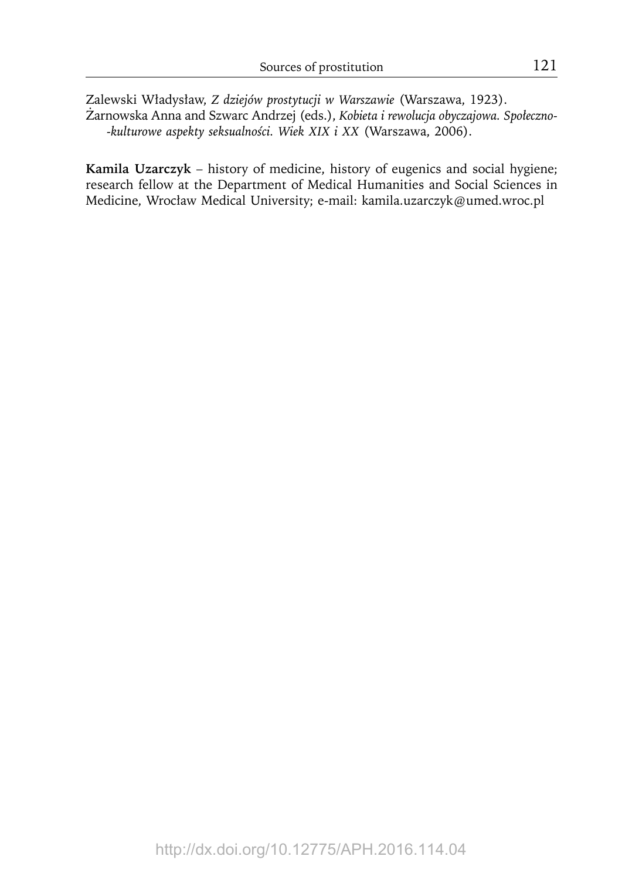Zalewski Władysław, *Z dziejów prostytucji w Warszawie* (Warszawa, 1923).

Żarnowska Anna and Szwarc Andrzej (eds.), *Kobieta i rewolucja obyczajowa. Społeczno--kulturowe aspekty seksualności. Wiek XIX i XX* (Warszawa, 2006).

**Kamila Uzarczyk** – history of medicine, history of eugenics and social hygiene; research fellow at the Department of Medical Humanities and Social Sciences in Medicine, Wrocław Medical University; e-mail: kamila.uzarczyk@umed.wroc.pl